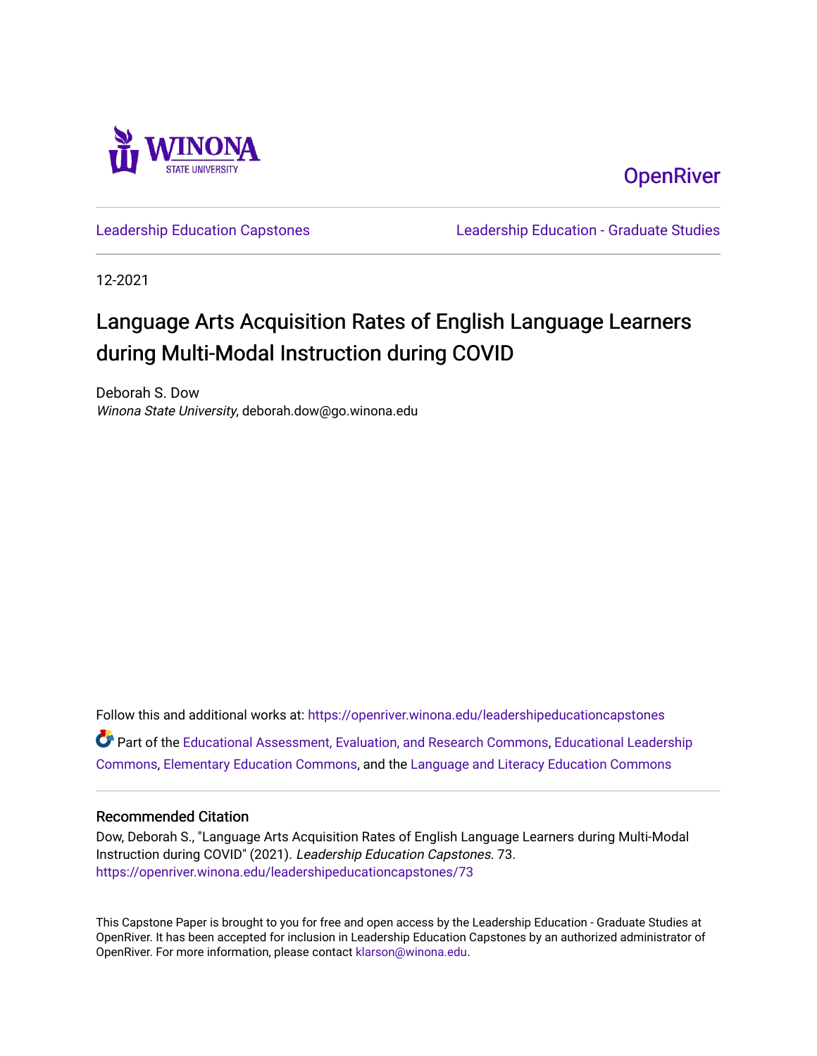Winona State University

OpenRiver

Leadership Education Capstones | Leadership Education - Graduate Studies

12-2021

# Language Arts Acquisition Rates of English Language Learners during Multi-Modal Instruction during COVID

Deborah S. Dow
*Winona State University*, deborah.dow@go.winona.edu

Follow this and additional works at: https://openriver.winona.edu/leadershipeducationcapstones

Part of the Educational Assessment, Evaluation, and Research Commons, Educational Leadership Commons, Elementary Education Commons, and the Language and Literacy Education Commons

## Recommended Citation

Dow, Deborah S., "Language Arts Acquisition Rates of English Language Learners during Multi-Modal Instruction during COVID" (2021). *Leadership Education Capstones*. 73.
https://openriver.winona.edu/leadershipeducationcapstones/73

This Capstone Paper is brought to you for free and open access by the Leadership Education - Graduate Studies at OpenRiver. It has been accepted for inclusion in Leadership Education Capstones by an authorized administrator of OpenRiver. For more information, please contact klarson@winona.edu.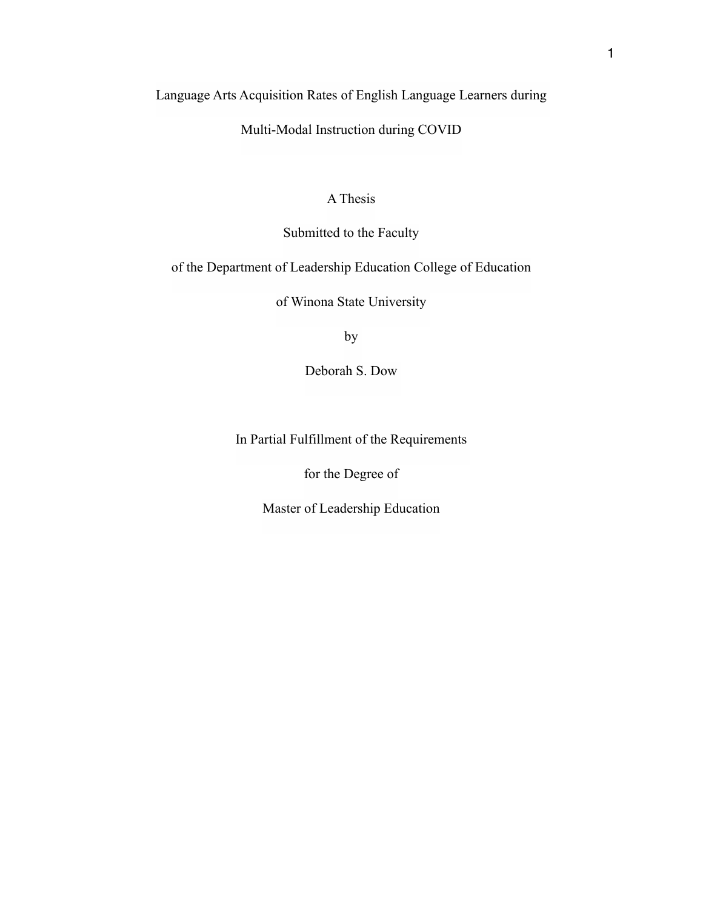# Language Arts Acquisition Rates of English Language Learners during Multi-Modal Instruction during COVID

A Thesis

Submitted to the Faculty

of the Department of Leadership Education College of Education

of Winona State University

by

Deborah S. Dow

In Partial Fulfillment of the Requirements

for the Degree of

Master of Leadership Education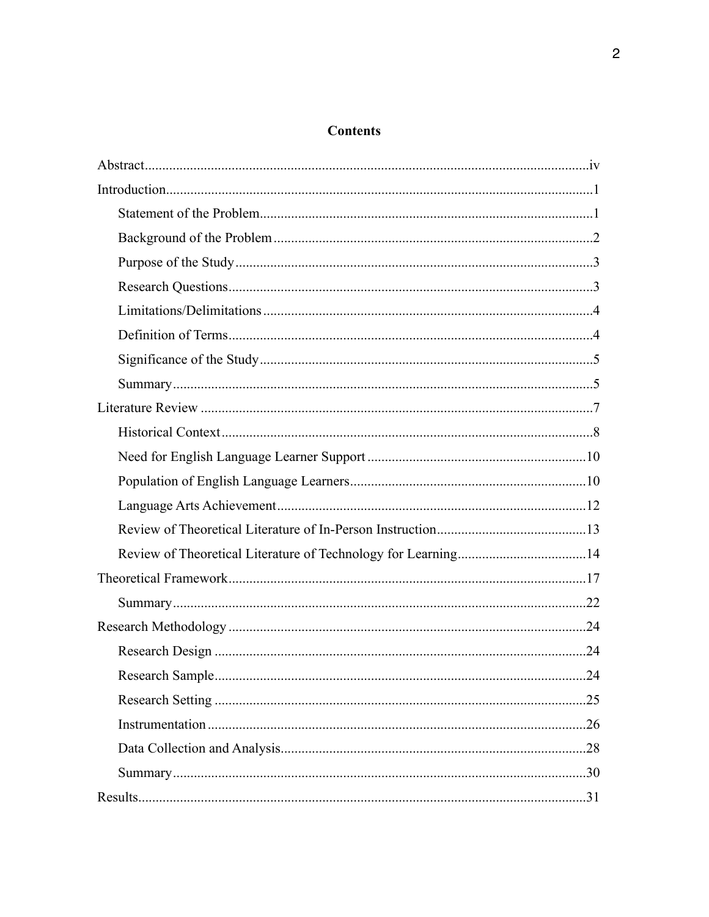# Contents

Abstract....................................................................................................................iv

Introduction.................................................................................................................1

- Statement of the Problem..........................................................................................1
- Background of the Problem......................................................................................2
- Purpose of the Study.................................................................................................3
- Research Questions...................................................................................................3
- Limitations/Delimitations..........................................................................................4
- Definition of Terms...................................................................................................4
- Significance of the Study...........................................................................................5
- Summary...................................................................................................................5

Literature Review.........................................................................................................7

- Historical Context......................................................................................................8
- Need for English Language Learner Support..........................................................10
- Population of English Language Learners..............................................................10
- Language Arts Achievement....................................................................................12
- Review of Theoretical Literature of In-Person Instruction.......................................13
- Review of Theoretical Literature of Technology for Learning..................................14

Theoretical Framework................................................................................................17

- Summary.................................................................................................................22

Research Methodology................................................................................................24

- Research Design.....................................................................................................24
- Research Sample....................................................................................................24
- Research Setting.....................................................................................................25
- Instrumentation........................................................................................................26
- Data Collection and Analysis..................................................................................28
- Summary.................................................................................................................30

Results........................................................................................................................31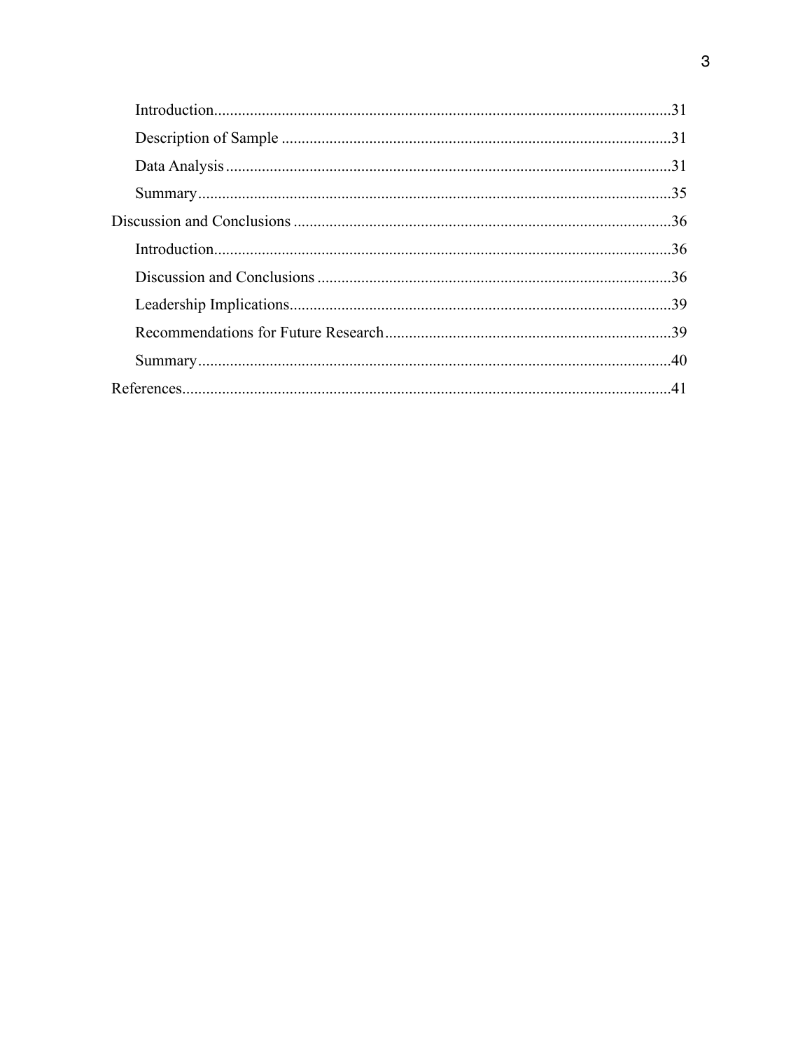- Introduction..................................................................................................................31
- Description of Sample .................................................................................................31
- Data Analysis ...............................................................................................................31
- Summary......................................................................................................................35

Discussion and Conclusions ..............................................................................................36

- Introduction..................................................................................................................36
- Discussion and Conclusions ........................................................................................36
- Leadership Implications...............................................................................................39
- Recommendations for Future Research.......................................................................39
- Summary......................................................................................................................40

References..........................................................................................................................41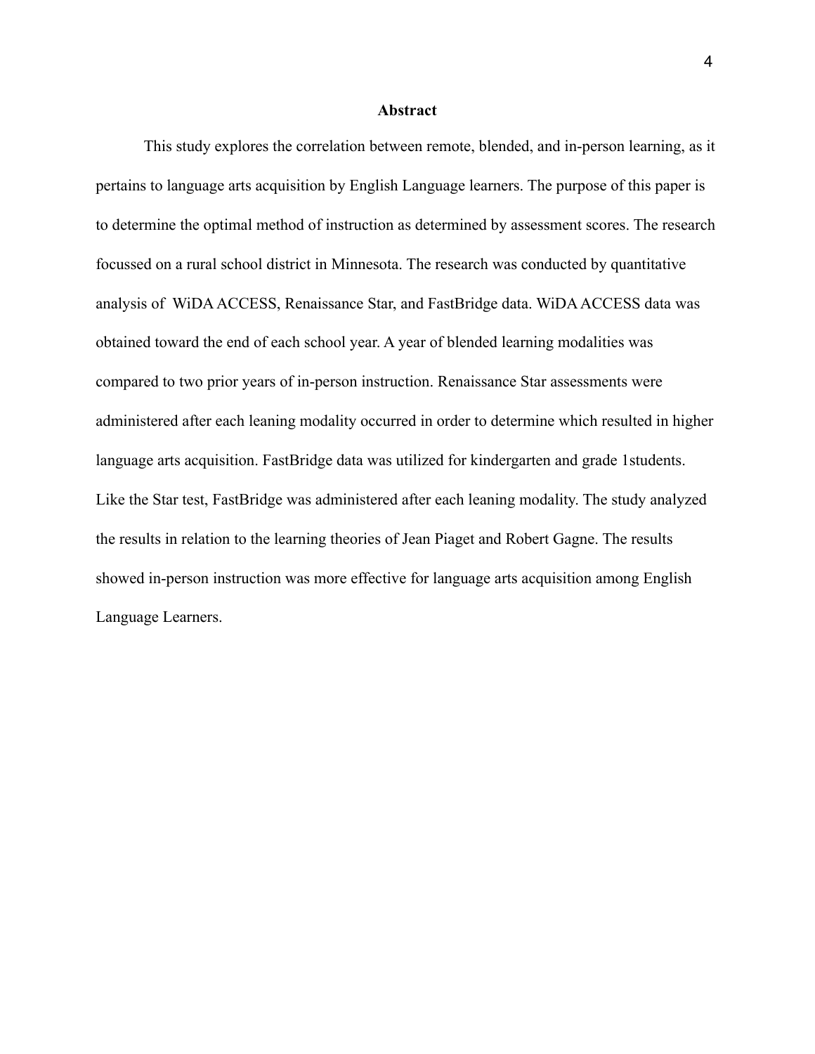# Abstract

This study explores the correlation between remote, blended, and in-person learning, as it pertains to language arts acquisition by English Language learners. The purpose of this paper is to determine the optimal method of instruction as determined by assessment scores. The research focussed on a rural school district in Minnesota. The research was conducted by quantitative analysis of WiDA ACCESS, Renaissance Star, and FastBridge data. WiDA ACCESS data was obtained toward the end of each school year. A year of blended learning modalities was compared to two prior years of in-person instruction. Renaissance Star assessments were administered after each leaning modality occurred in order to determine which resulted in higher language arts acquisition. FastBridge data was utilized for kindergarten and grade 1students. Like the Star test, FastBridge was administered after each leaning modality. The study analyzed the results in relation to the learning theories of Jean Piaget and Robert Gagne. The results showed in-person instruction was more effective for language arts acquisition among English Language Learners.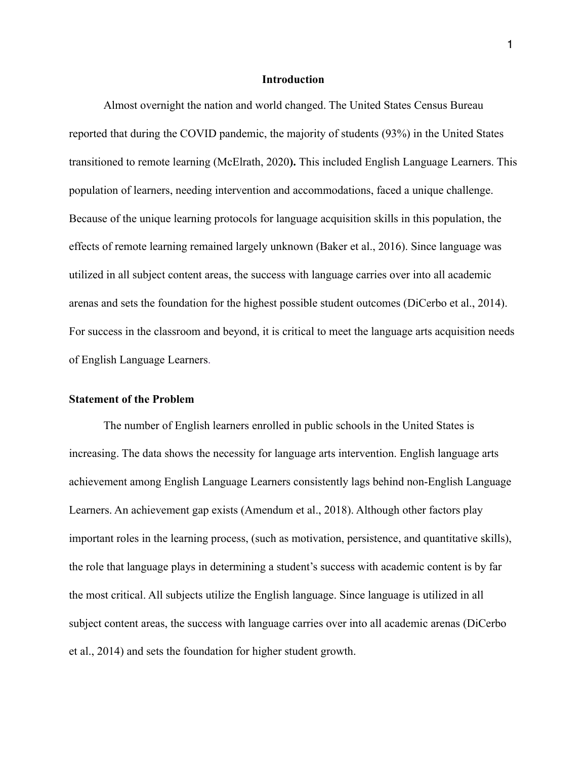# Introduction

Almost overnight the nation and world changed. The United States Census Bureau reported that during the COVID pandemic, the majority of students (93%) in the United States transitioned to remote learning (McElrath, 2020**).** This included English Language Learners. This population of learners, needing intervention and accommodations, faced a unique challenge. Because of the unique learning protocols for language acquisition skills in this population, the effects of remote learning remained largely unknown (Baker et al., 2016). Since language was utilized in all subject content areas, the success with language carries over into all academic arenas and sets the foundation for the highest possible student outcomes (DiCerbo et al., 2014). For success in the classroom and beyond, it is critical to meet the language arts acquisition needs of English Language Learners.

## Statement of the Problem

The number of English learners enrolled in public schools in the United States is increasing. The data shows the necessity for language arts intervention. English language arts achievement among English Language Learners consistently lags behind non-English Language Learners. An achievement gap exists (Amendum et al., 2018). Although other factors play important roles in the learning process, (such as motivation, persistence, and quantitative skills), the role that language plays in determining a student's success with academic content is by far the most critical. All subjects utilize the English language. Since language is utilized in all subject content areas, the success with language carries over into all academic arenas (DiCerbo et al., 2014) and sets the foundation for higher student growth.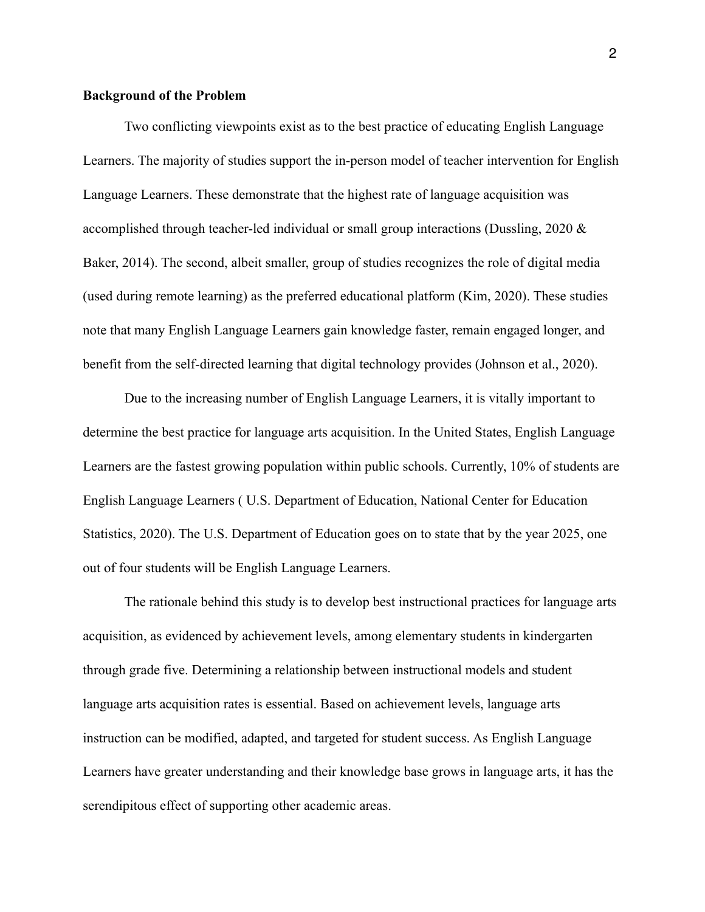**Background of the Problem**

Two conflicting viewpoints exist as to the best practice of educating English Language Learners. The majority of studies support the in-person model of teacher intervention for English Language Learners. These demonstrate that the highest rate of language acquisition was accomplished through teacher-led individual or small group interactions (Dussling, 2020 & Baker, 2014). The second, albeit smaller, group of studies recognizes the role of digital media (used during remote learning) as the preferred educational platform (Kim, 2020). These studies note that many English Language Learners gain knowledge faster, remain engaged longer, and benefit from the self-directed learning that digital technology provides (Johnson et al., 2020).

Due to the increasing number of English Language Learners, it is vitally important to determine the best practice for language arts acquisition. In the United States, English Language Learners are the fastest growing population within public schools. Currently, 10% of students are English Language Learners ( U.S. Department of Education, National Center for Education Statistics, 2020). The U.S. Department of Education goes on to state that by the year 2025, one out of four students will be English Language Learners.

The rationale behind this study is to develop best instructional practices for language arts acquisition, as evidenced by achievement levels, among elementary students in kindergarten through grade five. Determining a relationship between instructional models and student language arts acquisition rates is essential. Based on achievement levels, language arts instruction can be modified, adapted, and targeted for student success. As English Language Learners have greater understanding and their knowledge base grows in language arts, it has the serendipitous effect of supporting other academic areas.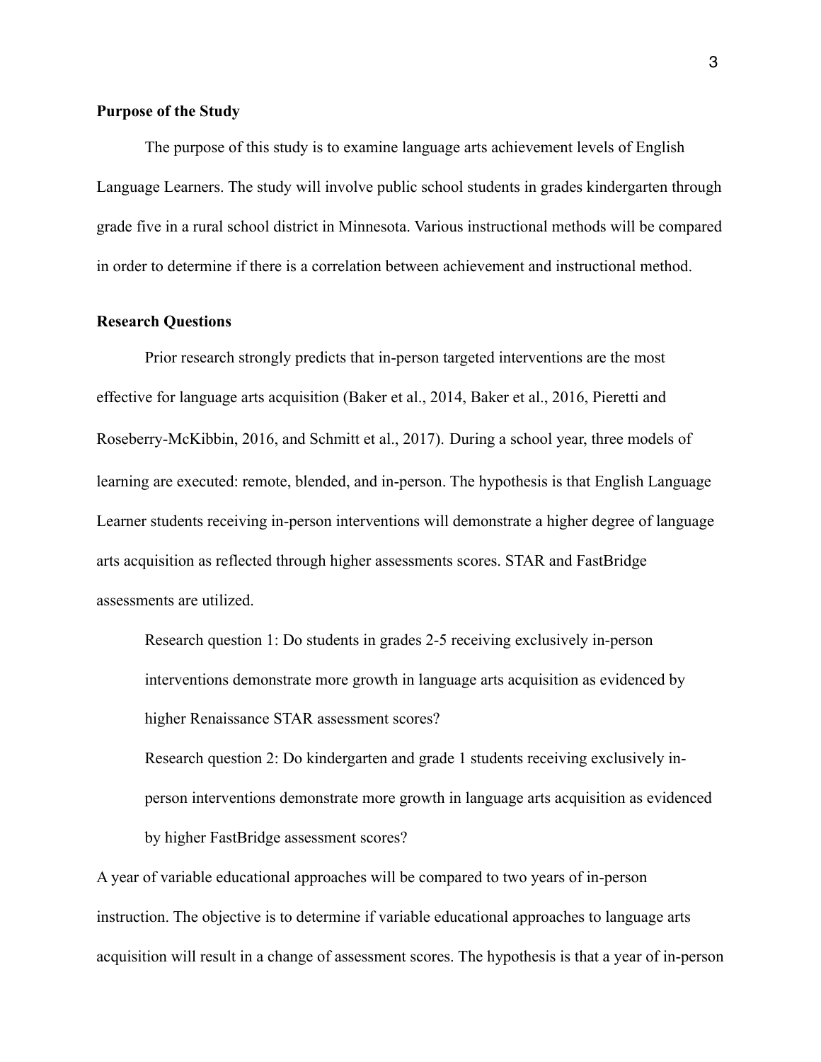**Purpose of the Study**

The purpose of this study is to examine language arts achievement levels of English Language Learners. The study will involve public school students in grades kindergarten through grade five in a rural school district in Minnesota. Various instructional methods will be compared in order to determine if there is a correlation between achievement and instructional method.

**Research Questions**

Prior research strongly predicts that in-person targeted interventions are the most effective for language arts acquisition (Baker et al., 2014, Baker et al., 2016, Pieretti and Roseberry-McKibbin, 2016, and Schmitt et al., 2017). During a school year, three models of learning are executed: remote, blended, and in-person. The hypothesis is that English Language Learner students receiving in-person interventions will demonstrate a higher degree of language arts acquisition as reflected through higher assessments scores. STAR and FastBridge assessments are utilized.

> Research question 1: Do students in grades 2-5 receiving exclusively in-person interventions demonstrate more growth in language arts acquisition as evidenced by higher Renaissance STAR assessment scores?
>
> Research question 2: Do kindergarten and grade 1 students receiving exclusively in-person interventions demonstrate more growth in language arts acquisition as evidenced by higher FastBridge assessment scores?

A year of variable educational approaches will be compared to two years of in-person instruction. The objective is to determine if variable educational approaches to language arts acquisition will result in a change of assessment scores. The hypothesis is that a year of in-person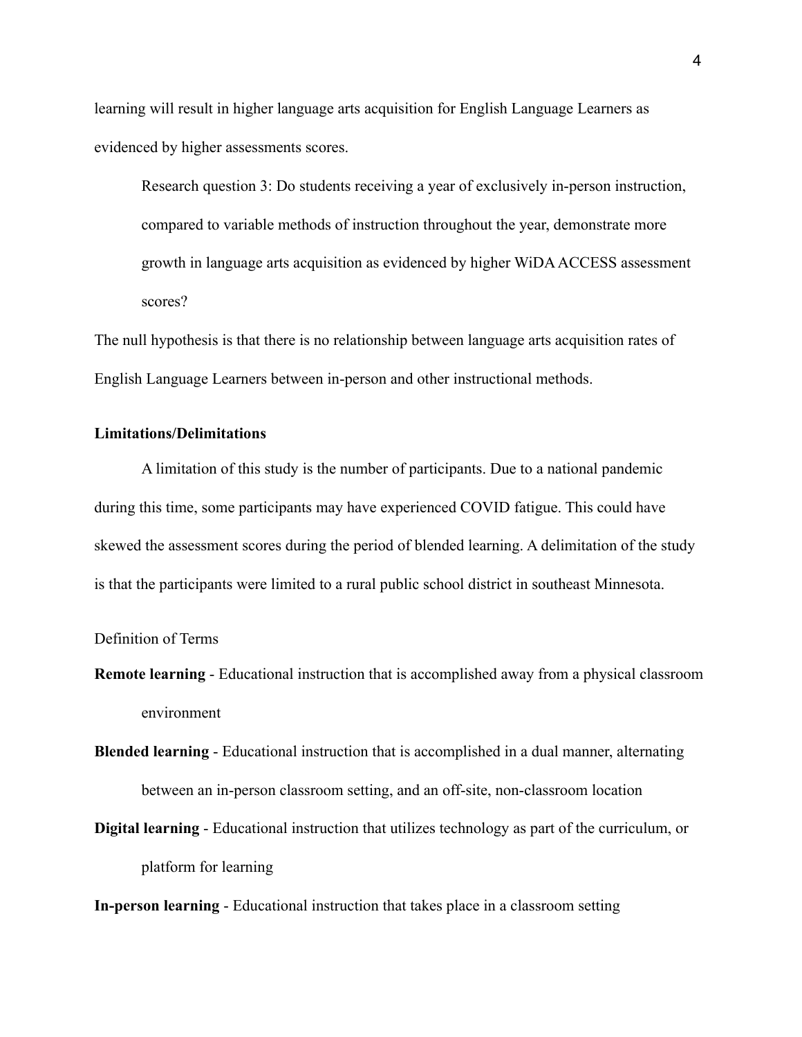learning will result in higher language arts acquisition for English Language Learners as evidenced by higher assessments scores.

> Research question 3: Do students receiving a year of exclusively in-person instruction, compared to variable methods of instruction throughout the year, demonstrate more growth in language arts acquisition as evidenced by higher WiDA ACCESS assessment scores?

The null hypothesis is that there is no relationship between language arts acquisition rates of English Language Learners between in-person and other instructional methods.

**Limitations/Delimitations**

A limitation of this study is the number of participants. Due to a national pandemic during this time, some participants may have experienced COVID fatigue. This could have skewed the assessment scores during the period of blended learning. A delimitation of the study is that the participants were limited to a rural public school district in southeast Minnesota.

Definition of Terms

**Remote learning** - Educational instruction that is accomplished away from a physical classroom environment

**Blended learning** - Educational instruction that is accomplished in a dual manner, alternating between an in-person classroom setting, and an off-site, non-classroom location

**Digital learning** - Educational instruction that utilizes technology as part of the curriculum, or platform for learning

**In-person learning** - Educational instruction that takes place in a classroom setting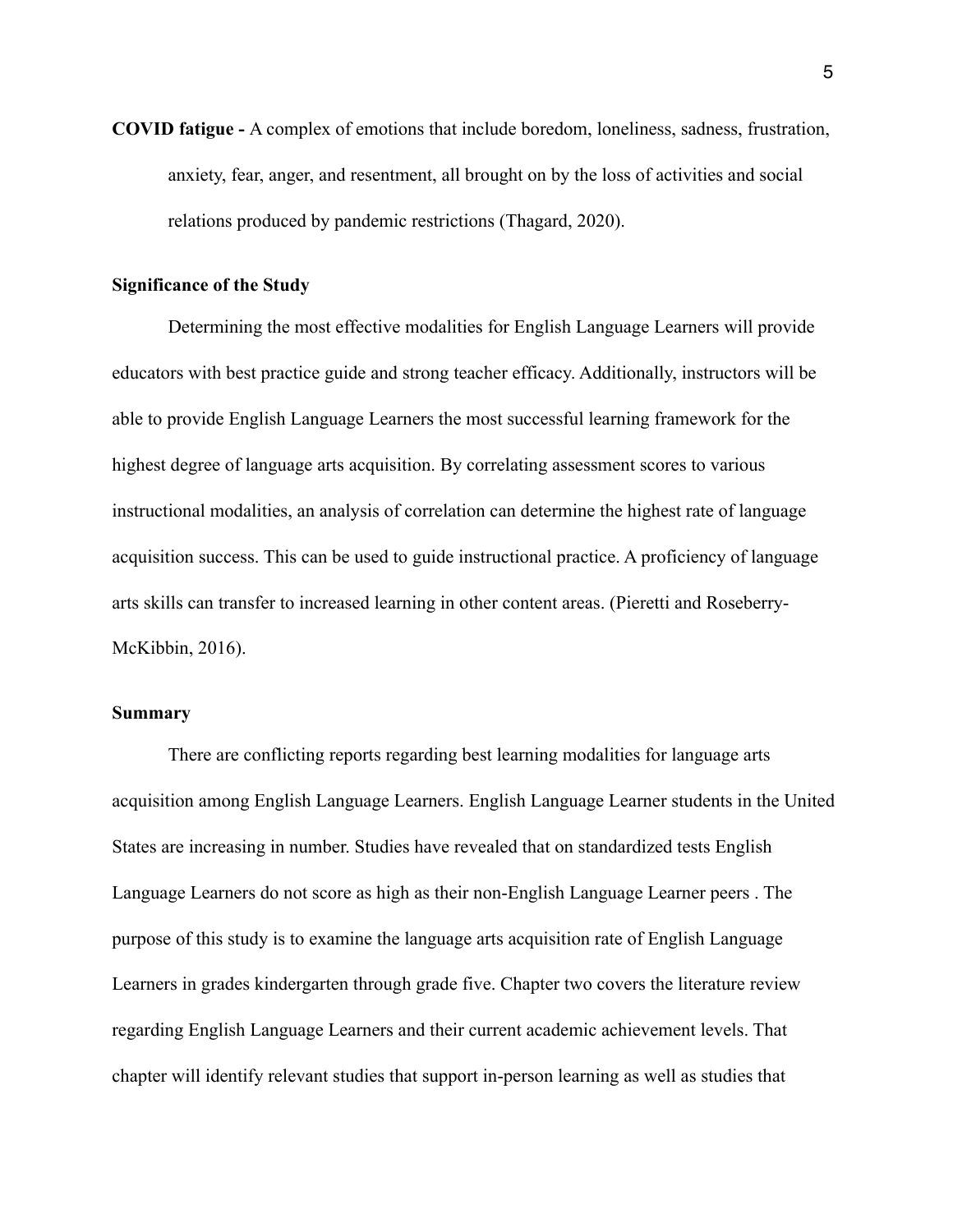**COVID fatigue -** A complex of emotions that include boredom, loneliness, sadness, frustration, anxiety, fear, anger, and resentment, all brought on by the loss of activities and social relations produced by pandemic restrictions (Thagard, 2020).

## Significance of the Study

Determining the most effective modalities for English Language Learners will provide educators with best practice guide and strong teacher efficacy. Additionally, instructors will be able to provide English Language Learners the most successful learning framework for the highest degree of language arts acquisition. By correlating assessment scores to various instructional modalities, an analysis of correlation can determine the highest rate of language acquisition success. This can be used to guide instructional practice. A proficiency of language arts skills can transfer to increased learning in other content areas. (Pieretti and Roseberry-McKibbin, 2016).

## Summary

There are conflicting reports regarding best learning modalities for language arts acquisition among English Language Learners. English Language Learner students in the United States are increasing in number. Studies have revealed that on standardized tests English Language Learners do not score as high as their non-English Language Learner peers . The purpose of this study is to examine the language arts acquisition rate of English Language Learners in grades kindergarten through grade five. Chapter two covers the literature review regarding English Language Learners and their current academic achievement levels. That chapter will identify relevant studies that support in-person learning as well as studies that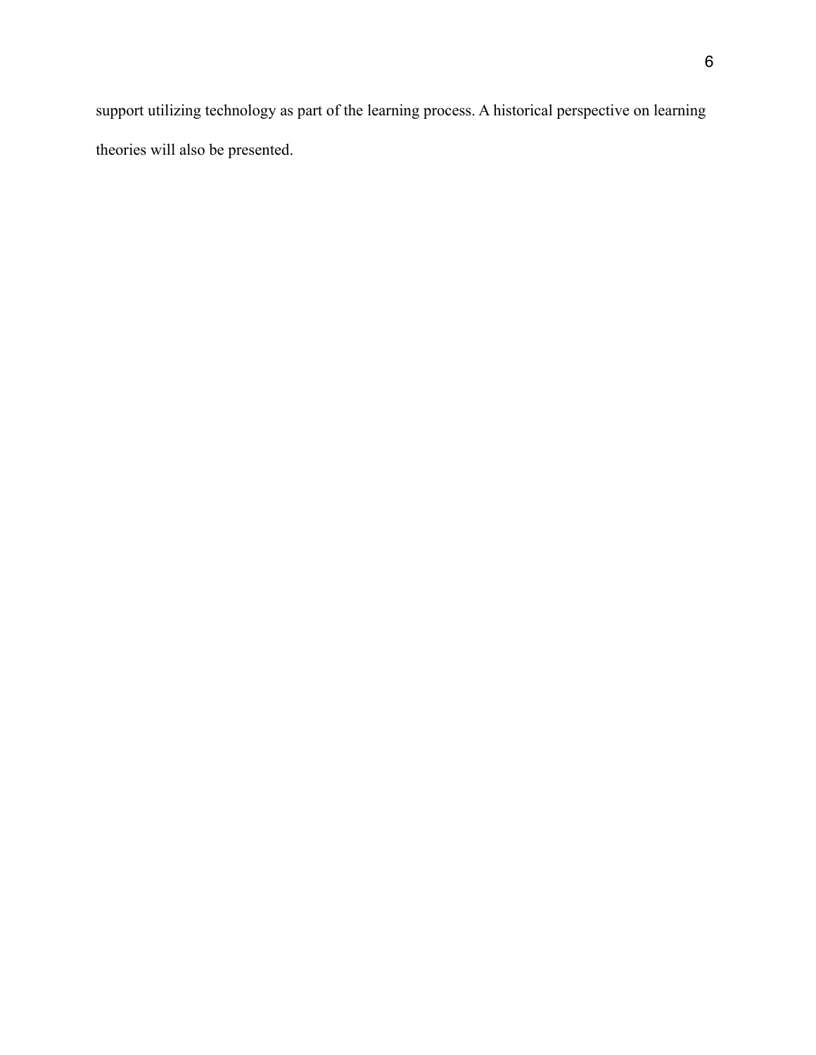support utilizing technology as part of the learning process. A historical perspective on learning theories will also be presented.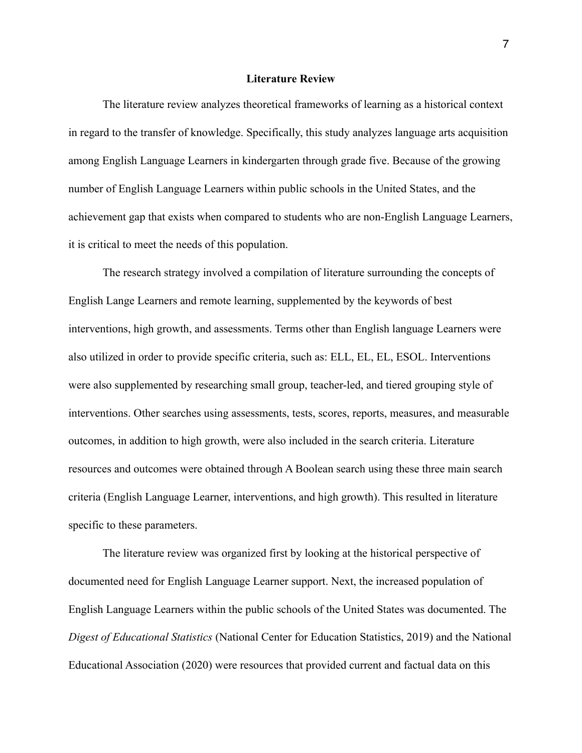## Literature Review

The literature review analyzes theoretical frameworks of learning as a historical context in regard to the transfer of knowledge. Specifically, this study analyzes language arts acquisition among English Language Learners in kindergarten through grade five. Because of the growing number of English Language Learners within public schools in the United States, and the achievement gap that exists when compared to students who are non-English Language Learners, it is critical to meet the needs of this population.

The research strategy involved a compilation of literature surrounding the concepts of English Lange Learners and remote learning, supplemented by the keywords of best interventions, high growth, and assessments. Terms other than English language Learners were also utilized in order to provide specific criteria, such as: ELL, EL, EL, ESOL. Interventions were also supplemented by researching small group, teacher-led, and tiered grouping style of interventions. Other searches using assessments, tests, scores, reports, measures, and measurable outcomes, in addition to high growth, were also included in the search criteria. Literature resources and outcomes were obtained through A Boolean search using these three main search criteria (English Language Learner, interventions, and high growth). This resulted in literature specific to these parameters.

The literature review was organized first by looking at the historical perspective of documented need for English Language Learner support. Next, the increased population of English Language Learners within the public schools of the United States was documented. The *Digest of Educational Statistics* (National Center for Education Statistics, 2019) and the National Educational Association (2020) were resources that provided current and factual data on this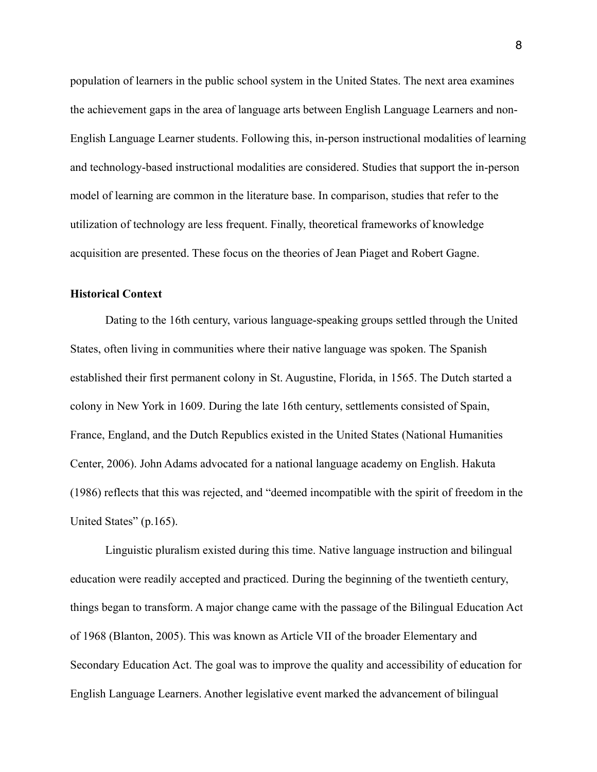population of learners in the public school system in the United States. The next area examines the achievement gaps in the area of language arts between English Language Learners and non-English Language Learner students. Following this, in-person instructional modalities of learning and technology-based instructional modalities are considered. Studies that support the in-person model of learning are common in the literature base. In comparison, studies that refer to the utilization of technology are less frequent. Finally, theoretical frameworks of knowledge acquisition are presented. These focus on the theories of Jean Piaget and Robert Gagne.

**Historical Context**

Dating to the 16th century, various language-speaking groups settled through the United States, often living in communities where their native language was spoken. The Spanish established their first permanent colony in St. Augustine, Florida, in 1565. The Dutch started a colony in New York in 1609. During the late 16th century, settlements consisted of Spain, France, England, and the Dutch Republics existed in the United States (National Humanities Center, 2006). John Adams advocated for a national language academy on English. Hakuta (1986) reflects that this was rejected, and "deemed incompatible with the spirit of freedom in the United States" (p.165).

Linguistic pluralism existed during this time. Native language instruction and bilingual education were readily accepted and practiced. During the beginning of the twentieth century, things began to transform. A major change came with the passage of the Bilingual Education Act of 1968 (Blanton, 2005). This was known as Article VII of the broader Elementary and Secondary Education Act. The goal was to improve the quality and accessibility of education for English Language Learners. Another legislative event marked the advancement of bilingual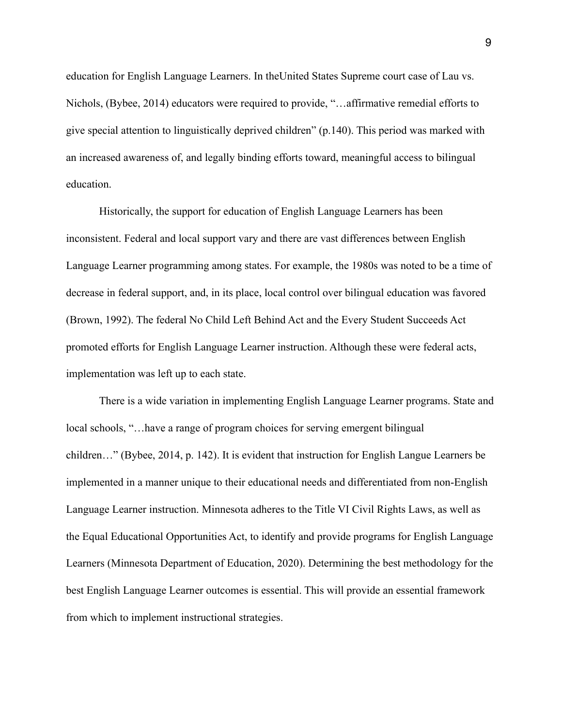education for English Language Learners. In theUnited States Supreme court case of Lau vs. Nichols, (Bybee, 2014) educators were required to provide, "…affirmative remedial efforts to give special attention to linguistically deprived children" (p.140). This period was marked with an increased awareness of, and legally binding efforts toward, meaningful access to bilingual education.

Historically, the support for education of English Language Learners has been inconsistent. Federal and local support vary and there are vast differences between English Language Learner programming among states. For example, the 1980s was noted to be a time of decrease in federal support, and, in its place, local control over bilingual education was favored (Brown, 1992). The federal No Child Left Behind Act and the Every Student Succeeds Act promoted efforts for English Language Learner instruction. Although these were federal acts, implementation was left up to each state.

There is a wide variation in implementing English Language Learner programs. State and local schools, "…have a range of program choices for serving emergent bilingual children…" (Bybee, 2014, p. 142). It is evident that instruction for English Langue Learners be implemented in a manner unique to their educational needs and differentiated from non-English Language Learner instruction. Minnesota adheres to the Title VI Civil Rights Laws, as well as the Equal Educational Opportunities Act, to identify and provide programs for English Language Learners (Minnesota Department of Education, 2020). Determining the best methodology for the best English Language Learner outcomes is essential. This will provide an essential framework from which to implement instructional strategies.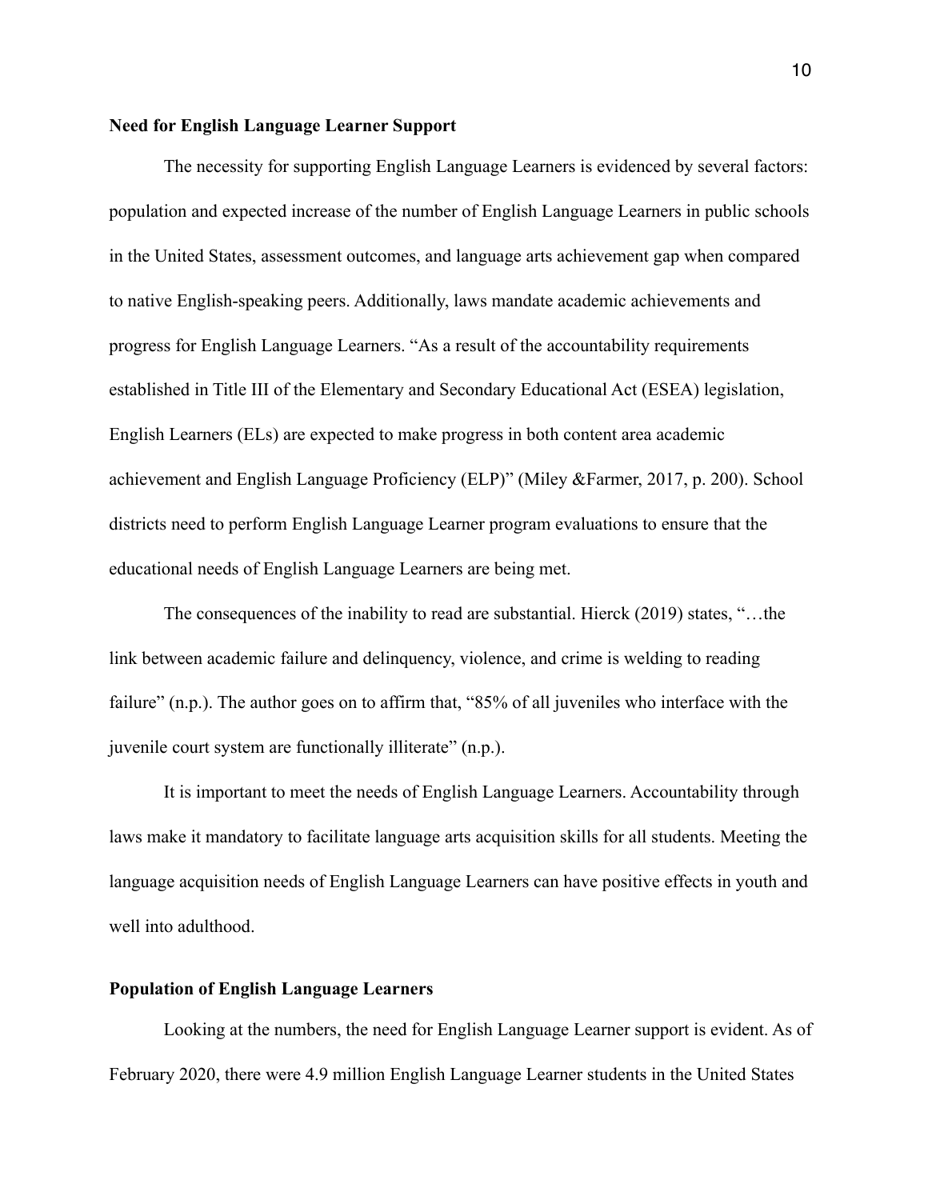**Need for English Language Learner Support**

The necessity for supporting English Language Learners is evidenced by several factors: population and expected increase of the number of English Language Learners in public schools in the United States, assessment outcomes, and language arts achievement gap when compared to native English-speaking peers. Additionally, laws mandate academic achievements and progress for English Language Learners. "As a result of the accountability requirements established in Title III of the Elementary and Secondary Educational Act (ESEA) legislation, English Learners (ELs) are expected to make progress in both content area academic achievement and English Language Proficiency (ELP)" (Miley &Farmer, 2017, p. 200). School districts need to perform English Language Learner program evaluations to ensure that the educational needs of English Language Learners are being met.

The consequences of the inability to read are substantial. Hierck (2019) states, "…the link between academic failure and delinquency, violence, and crime is welding to reading failure" (n.p.). The author goes on to affirm that, "85% of all juveniles who interface with the juvenile court system are functionally illiterate" (n.p.).

It is important to meet the needs of English Language Learners. Accountability through laws make it mandatory to facilitate language arts acquisition skills for all students. Meeting the language acquisition needs of English Language Learners can have positive effects in youth and well into adulthood.

**Population of English Language Learners**

Looking at the numbers, the need for English Language Learner support is evident. As of February 2020, there were 4.9 million English Language Learner students in the United States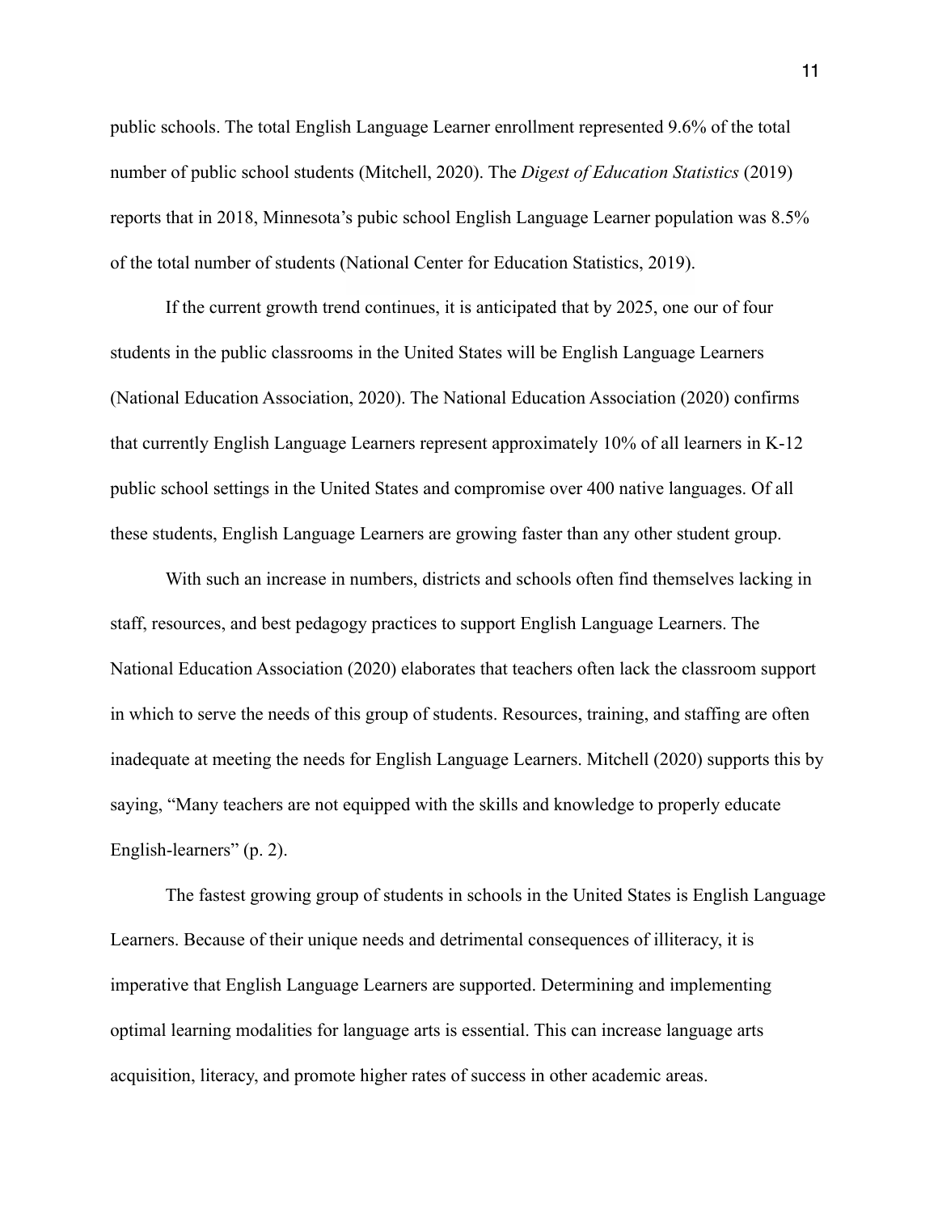public schools. The total English Language Learner enrollment represented 9.6% of the total number of public school students (Mitchell, 2020). The *Digest of Education Statistics* (2019) reports that in 2018, Minnesota's pubic school English Language Learner population was 8.5% of the total number of students (National Center for Education Statistics, 2019).

If the current growth trend continues, it is anticipated that by 2025, one our of four students in the public classrooms in the United States will be English Language Learners (National Education Association, 2020). The National Education Association (2020) confirms that currently English Language Learners represent approximately 10% of all learners in K-12 public school settings in the United States and compromise over 400 native languages. Of all these students, English Language Learners are growing faster than any other student group.

With such an increase in numbers, districts and schools often find themselves lacking in staff, resources, and best pedagogy practices to support English Language Learners. The National Education Association (2020) elaborates that teachers often lack the classroom support in which to serve the needs of this group of students. Resources, training, and staffing are often inadequate at meeting the needs for English Language Learners. Mitchell (2020) supports this by saying, "Many teachers are not equipped with the skills and knowledge to properly educate English-learners" (p. 2).

The fastest growing group of students in schools in the United States is English Language Learners. Because of their unique needs and detrimental consequences of illiteracy, it is imperative that English Language Learners are supported. Determining and implementing optimal learning modalities for language arts is essential. This can increase language arts acquisition, literacy, and promote higher rates of success in other academic areas.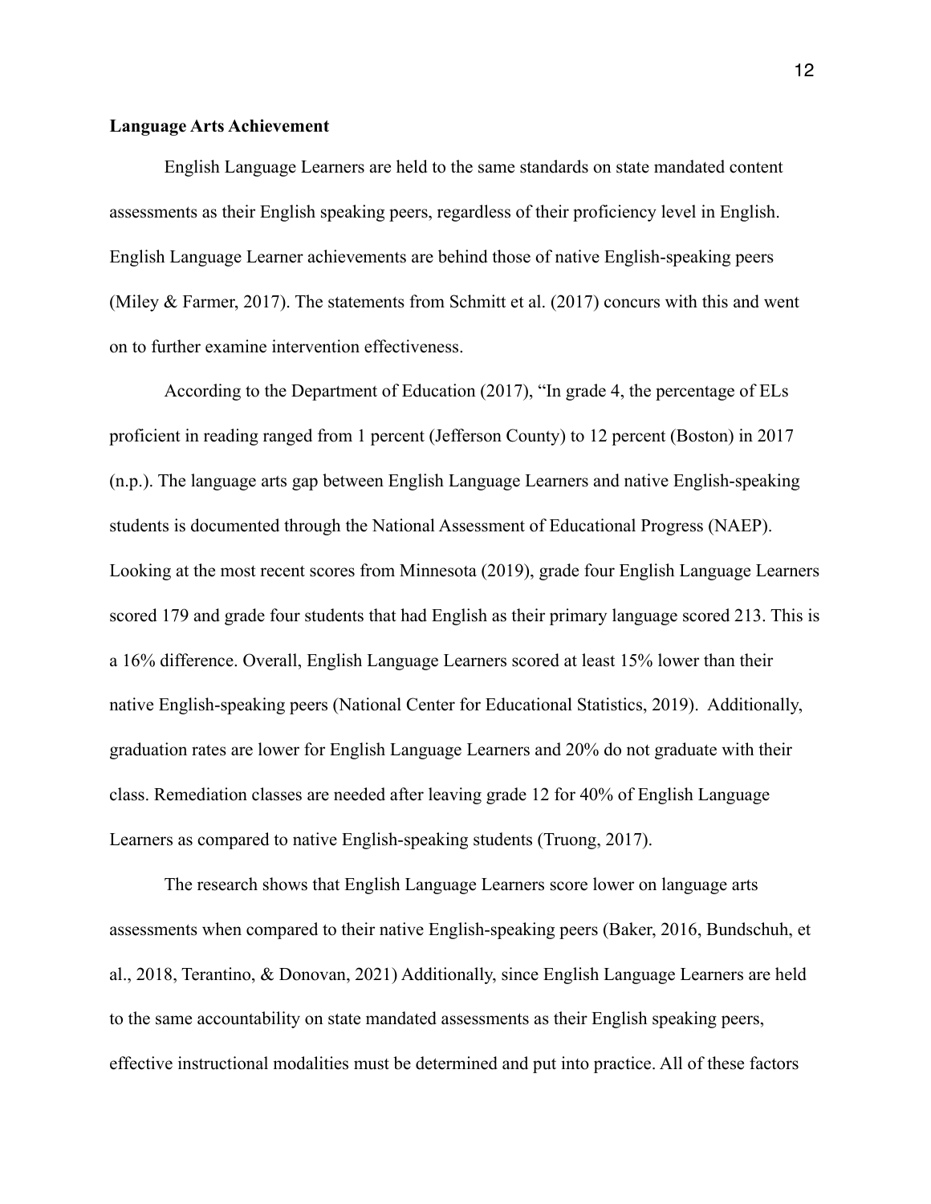**Language Arts Achievement**

English Language Learners are held to the same standards on state mandated content assessments as their English speaking peers, regardless of their proficiency level in English. English Language Learner achievements are behind those of native English-speaking peers (Miley & Farmer, 2017). The statements from Schmitt et al. (2017) concurs with this and went on to further examine intervention effectiveness.

According to the Department of Education (2017), "In grade 4, the percentage of ELs proficient in reading ranged from 1 percent (Jefferson County) to 12 percent (Boston) in 2017 (n.p.). The language arts gap between English Language Learners and native English-speaking students is documented through the National Assessment of Educational Progress (NAEP). Looking at the most recent scores from Minnesota (2019), grade four English Language Learners scored 179 and grade four students that had English as their primary language scored 213. This is a 16% difference. Overall, English Language Learners scored at least 15% lower than their native English-speaking peers (National Center for Educational Statistics, 2019). Additionally, graduation rates are lower for English Language Learners and 20% do not graduate with their class. Remediation classes are needed after leaving grade 12 for 40% of English Language Learners as compared to native English-speaking students (Truong, 2017).

The research shows that English Language Learners score lower on language arts assessments when compared to their native English-speaking peers (Baker, 2016, Bundschuh, et al., 2018, Terantino, & Donovan, 2021) Additionally, since English Language Learners are held to the same accountability on state mandated assessments as their English speaking peers, effective instructional modalities must be determined and put into practice. All of these factors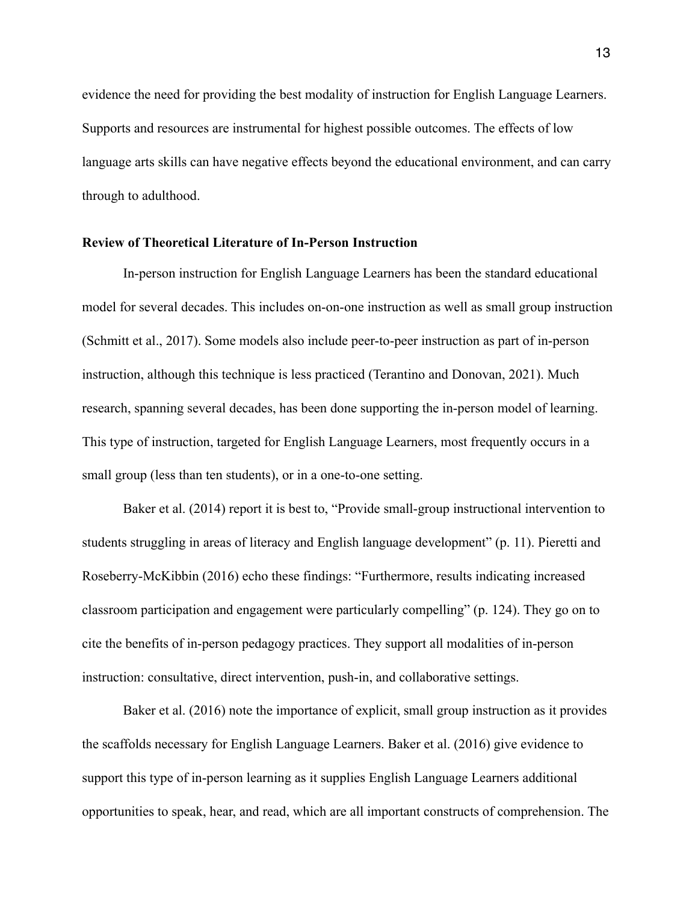evidence the need for providing the best modality of instruction for English Language Learners. Supports and resources are instrumental for highest possible outcomes. The effects of low language arts skills can have negative effects beyond the educational environment, and can carry through to adulthood.

**Review of Theoretical Literature of In-Person Instruction**

In-person instruction for English Language Learners has been the standard educational model for several decades. This includes on-on-one instruction as well as small group instruction (Schmitt et al., 2017). Some models also include peer-to-peer instruction as part of in-person instruction, although this technique is less practiced (Terantino and Donovan, 2021). Much research, spanning several decades, has been done supporting the in-person model of learning. This type of instruction, targeted for English Language Learners, most frequently occurs in a small group (less than ten students), or in a one-to-one setting.

Baker et al. (2014) report it is best to, "Provide small-group instructional intervention to students struggling in areas of literacy and English language development" (p. 11). Pieretti and Roseberry-McKibbin (2016) echo these findings: "Furthermore, results indicating increased classroom participation and engagement were particularly compelling" (p. 124). They go on to cite the benefits of in-person pedagogy practices. They support all modalities of in-person instruction: consultative, direct intervention, push-in, and collaborative settings.

Baker et al. (2016) note the importance of explicit, small group instruction as it provides the scaffolds necessary for English Language Learners. Baker et al. (2016) give evidence to support this type of in-person learning as it supplies English Language Learners additional opportunities to speak, hear, and read, which are all important constructs of comprehension. The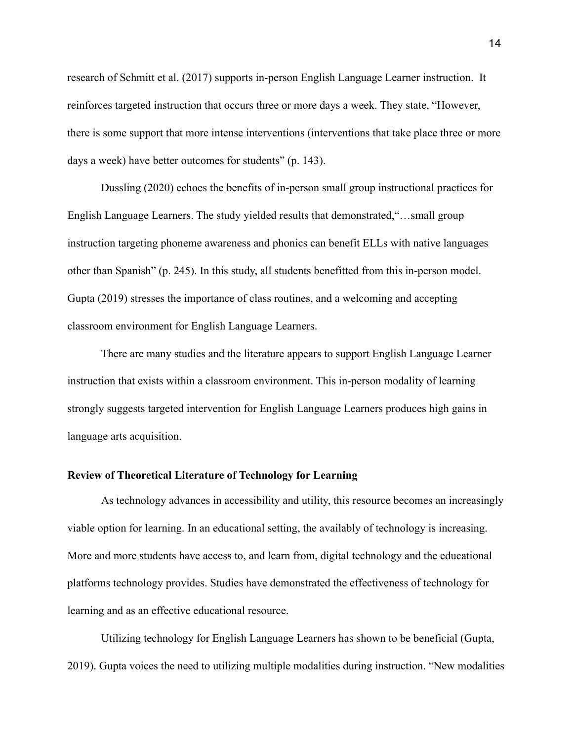research of Schmitt et al. (2017) supports in-person English Language Learner instruction. It reinforces targeted instruction that occurs three or more days a week. They state, "However, there is some support that more intense interventions (interventions that take place three or more days a week) have better outcomes for students" (p. 143).

Dussling (2020) echoes the benefits of in-person small group instructional practices for English Language Learners. The study yielded results that demonstrated,"…small group instruction targeting phoneme awareness and phonics can benefit ELLs with native languages other than Spanish" (p. 245). In this study, all students benefitted from this in-person model. Gupta (2019) stresses the importance of class routines, and a welcoming and accepting classroom environment for English Language Learners.

There are many studies and the literature appears to support English Language Learner instruction that exists within a classroom environment. This in-person modality of learning strongly suggests targeted intervention for English Language Learners produces high gains in language arts acquisition.

**Review of Theoretical Literature of Technology for Learning**

As technology advances in accessibility and utility, this resource becomes an increasingly viable option for learning. In an educational setting, the availably of technology is increasing. More and more students have access to, and learn from, digital technology and the educational platforms technology provides. Studies have demonstrated the effectiveness of technology for learning and as an effective educational resource.

Utilizing technology for English Language Learners has shown to be beneficial (Gupta, 2019). Gupta voices the need to utilizing multiple modalities during instruction. "New modalities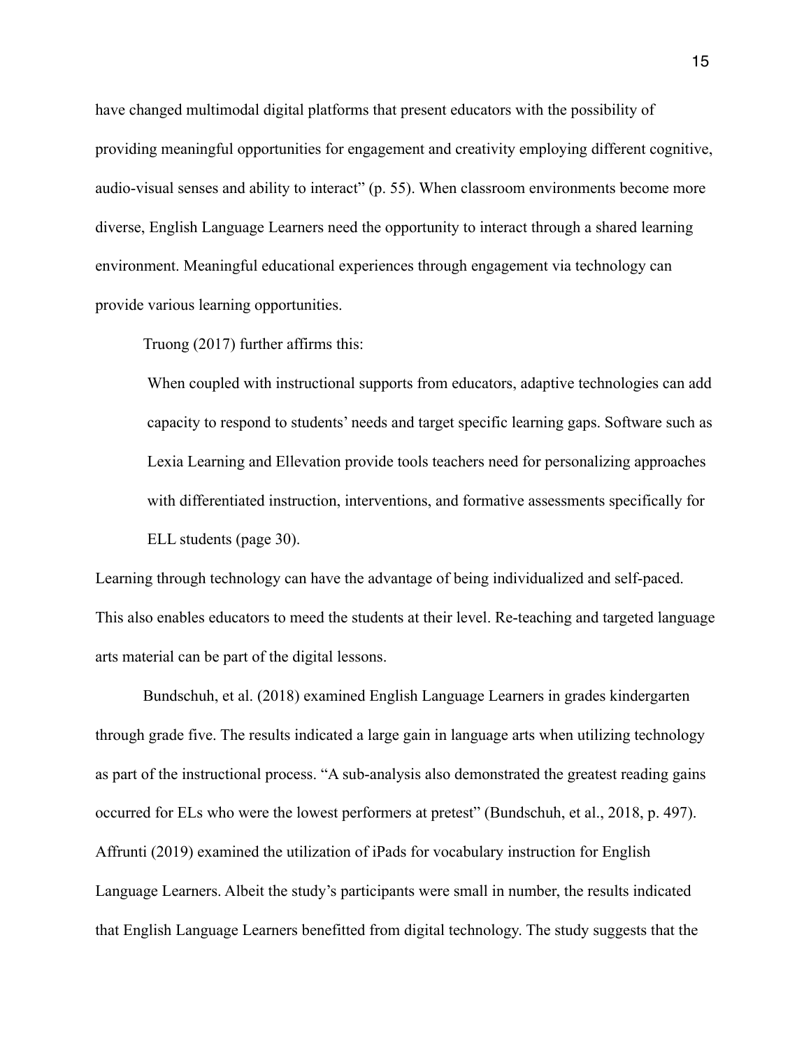have changed multimodal digital platforms that present educators with the possibility of providing meaningful opportunities for engagement and creativity employing different cognitive, audio-visual senses and ability to interact" (p. 55). When classroom environments become more diverse, English Language Learners need the opportunity to interact through a shared learning environment. Meaningful educational experiences through engagement via technology can provide various learning opportunities.

Truong (2017) further affirms this:

> When coupled with instructional supports from educators, adaptive technologies can add capacity to respond to students' needs and target specific learning gaps. Software such as Lexia Learning and Ellevation provide tools teachers need for personalizing approaches with differentiated instruction, interventions, and formative assessments specifically for ELL students (page 30).

Learning through technology can have the advantage of being individualized and self-paced. This also enables educators to meed the students at their level. Re-teaching and targeted language arts material can be part of the digital lessons.

Bundschuh, et al. (2018) examined English Language Learners in grades kindergarten through grade five. The results indicated a large gain in language arts when utilizing technology as part of the instructional process. "A sub-analysis also demonstrated the greatest reading gains occurred for ELs who were the lowest performers at pretest" (Bundschuh, et al., 2018, p. 497). Affrunti (2019) examined the utilization of iPads for vocabulary instruction for English Language Learners. Albeit the study's participants were small in number, the results indicated that English Language Learners benefitted from digital technology. The study suggests that the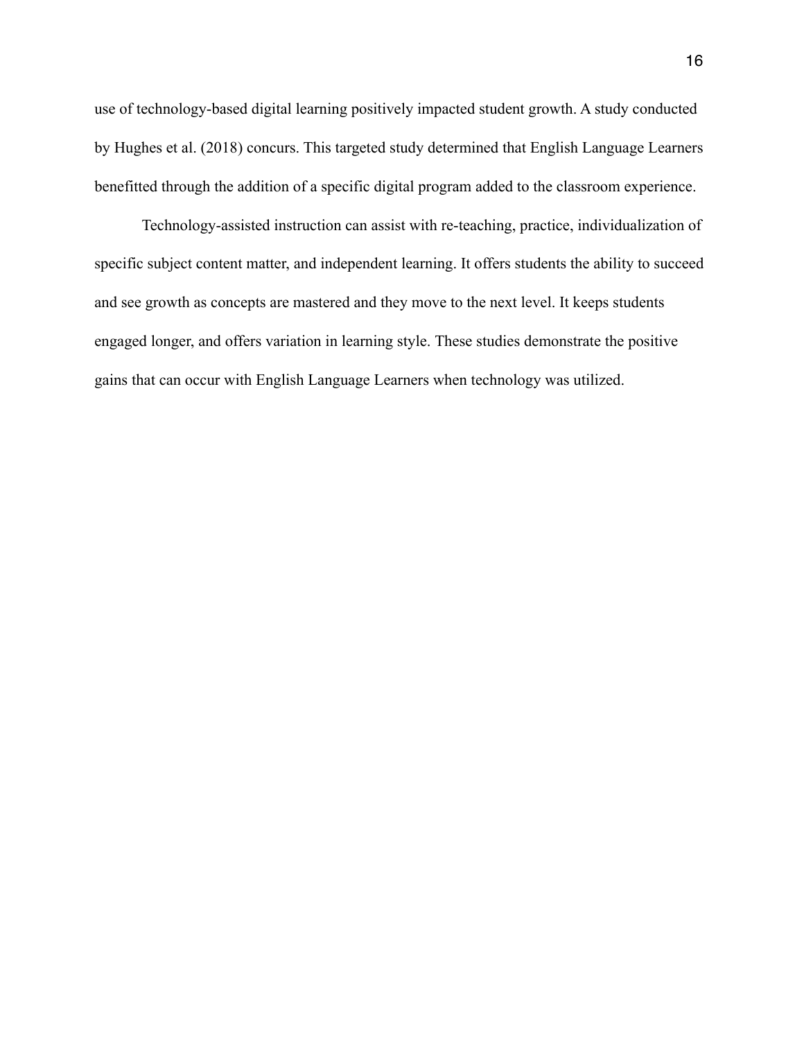use of technology-based digital learning positively impacted student growth. A study conducted by Hughes et al. (2018) concurs. This targeted study determined that English Language Learners benefitted through the addition of a specific digital program added to the classroom experience.

Technology-assisted instruction can assist with re-teaching, practice, individualization of specific subject content matter, and independent learning. It offers students the ability to succeed and see growth as concepts are mastered and they move to the next level. It keeps students engaged longer, and offers variation in learning style. These studies demonstrate the positive gains that can occur with English Language Learners when technology was utilized.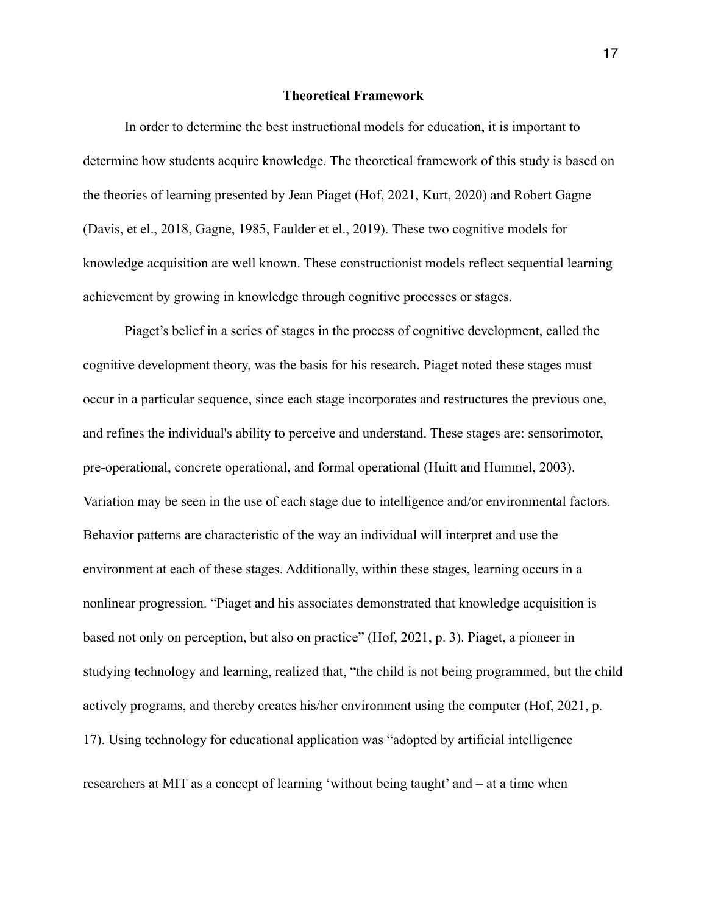## Theoretical Framework

In order to determine the best instructional models for education, it is important to determine how students acquire knowledge. The theoretical framework of this study is based on the theories of learning presented by Jean Piaget (Hof, 2021, Kurt, 2020) and Robert Gagne (Davis, et el., 2018, Gagne, 1985, Faulder et el., 2019). These two cognitive models for knowledge acquisition are well known. These constructionist models reflect sequential learning achievement by growing in knowledge through cognitive processes or stages.

Piaget's belief in a series of stages in the process of cognitive development, called the cognitive development theory, was the basis for his research. Piaget noted these stages must occur in a particular sequence, since each stage incorporates and restructures the previous one, and refines the individual's ability to perceive and understand. These stages are: sensorimotor, pre-operational, concrete operational, and formal operational (Huitt and Hummel, 2003). Variation may be seen in the use of each stage due to intelligence and/or environmental factors. Behavior patterns are characteristic of the way an individual will interpret and use the environment at each of these stages. Additionally, within these stages, learning occurs in a nonlinear progression. "Piaget and his associates demonstrated that knowledge acquisition is based not only on perception, but also on practice" (Hof, 2021, p. 3). Piaget, a pioneer in studying technology and learning, realized that, "the child is not being programmed, but the child actively programs, and thereby creates his/her environment using the computer (Hof, 2021, p. 17). Using technology for educational application was "adopted by artificial intelligence researchers at MIT as a concept of learning 'without being taught' and – at a time when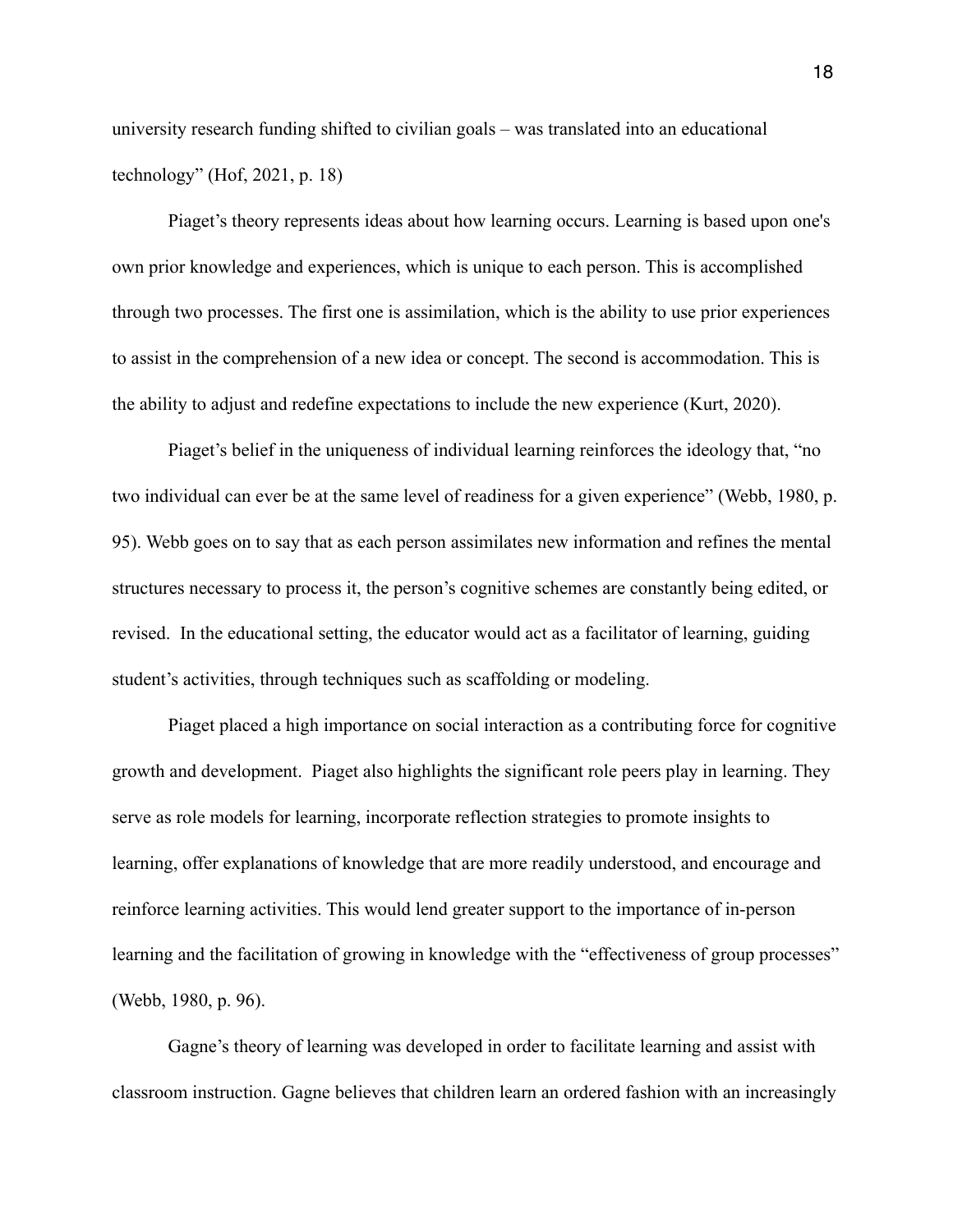university research funding shifted to civilian goals – was translated into an educational technology" (Hof, 2021, p. 18)

Piaget's theory represents ideas about how learning occurs. Learning is based upon one's own prior knowledge and experiences, which is unique to each person. This is accomplished through two processes. The first one is assimilation, which is the ability to use prior experiences to assist in the comprehension of a new idea or concept. The second is accommodation. This is the ability to adjust and redefine expectations to include the new experience (Kurt, 2020).

Piaget's belief in the uniqueness of individual learning reinforces the ideology that, "no two individual can ever be at the same level of readiness for a given experience" (Webb, 1980, p. 95). Webb goes on to say that as each person assimilates new information and refines the mental structures necessary to process it, the person's cognitive schemes are constantly being edited, or revised. In the educational setting, the educator would act as a facilitator of learning, guiding student's activities, through techniques such as scaffolding or modeling.

Piaget placed a high importance on social interaction as a contributing force for cognitive growth and development. Piaget also highlights the significant role peers play in learning. They serve as role models for learning, incorporate reflection strategies to promote insights to learning, offer explanations of knowledge that are more readily understood, and encourage and reinforce learning activities. This would lend greater support to the importance of in-person learning and the facilitation of growing in knowledge with the "effectiveness of group processes" (Webb, 1980, p. 96).

Gagne's theory of learning was developed in order to facilitate learning and assist with classroom instruction. Gagne believes that children learn an ordered fashion with an increasingly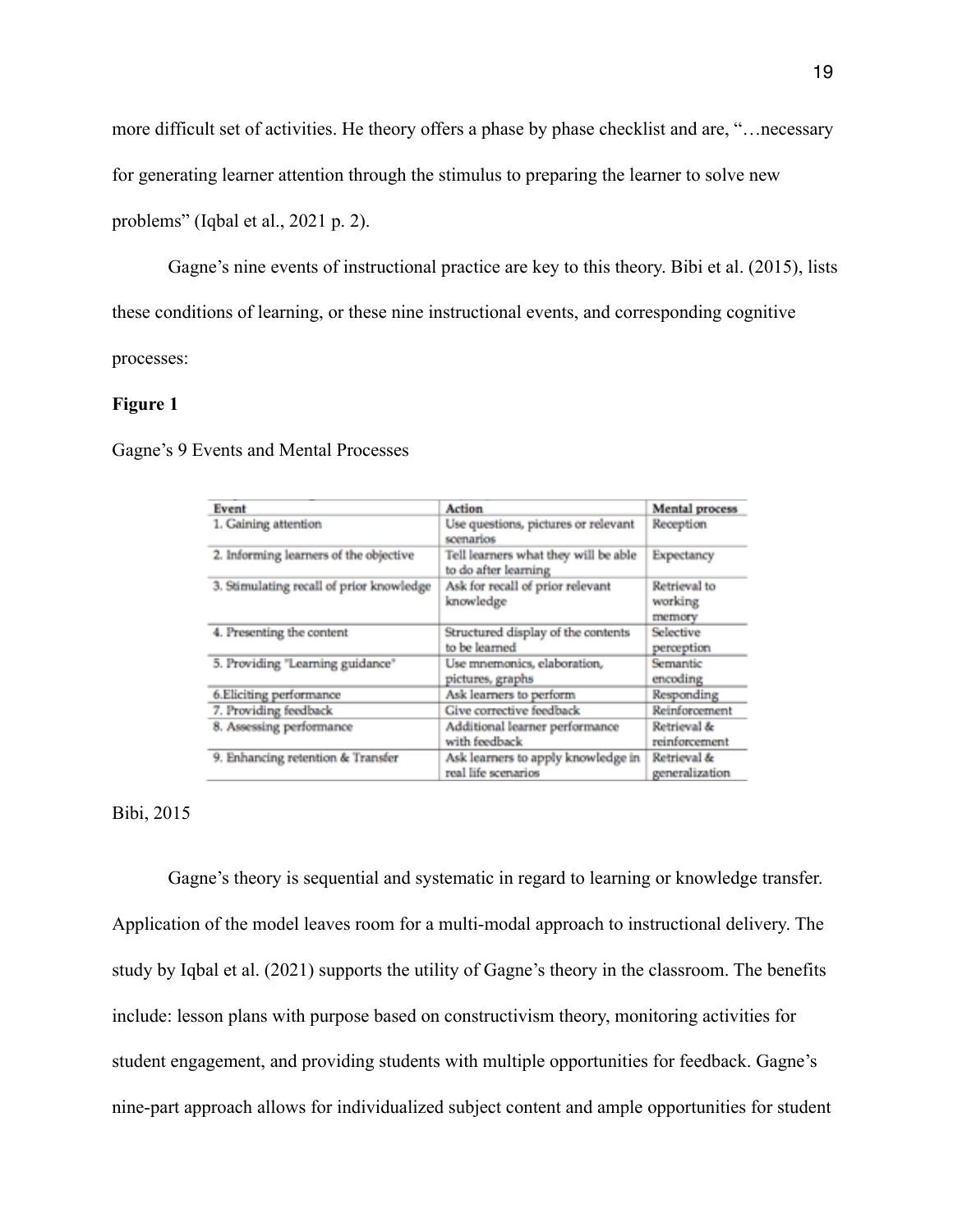more difficult set of activities. He theory offers a phase by phase checklist and are, "…necessary for generating learner attention through the stimulus to preparing the learner to solve new problems" (Iqbal et al., 2021 p. 2).

Gagne's nine events of instructional practice are key to this theory. Bibi et al. (2015), lists these conditions of learning, or these nine instructional events, and corresponding cognitive processes:

**Figure 1**

Gagne's 9 Events and Mental Processes

| Event | Action | Mental process |
| --- | --- | --- |
| 1. Gaining attention | Use questions, pictures or relevant scenarios | Reception |
| 2. Informing learners of the objective | Tell learners what they will be able to do after learning | Expectancy |
| 3. Stimulating recall of prior knowledge | Ask for recall of prior relevant knowledge | Retrieval to working memory |
| 4. Presenting the content | Structured display of the contents to be learned | Selective perception |
| 5. Providing "Learning guidance" | Use mnemonics, elaboration, pictures, graphs | Semantic encoding |
| 6.Eliciting performance | Ask learners to perform | Responding |
| 7. Providing feedback | Give corrective feedback | Reinforcement |
| 8. Assessing performance | Additional learner performance with feedback | Retrieval & reinforcement |
| 9. Enhancing retention & Transfer | Ask learners to apply knowledge in real life scenarios | Retrieval & generalization |

Bibi, 2015

Gagne's theory is sequential and systematic in regard to learning or knowledge transfer. Application of the model leaves room for a multi-modal approach to instructional delivery. The study by Iqbal et al. (2021) supports the utility of Gagne's theory in the classroom. The benefits include: lesson plans with purpose based on constructivism theory, monitoring activities for student engagement, and providing students with multiple opportunities for feedback. Gagne's nine-part approach allows for individualized subject content and ample opportunities for student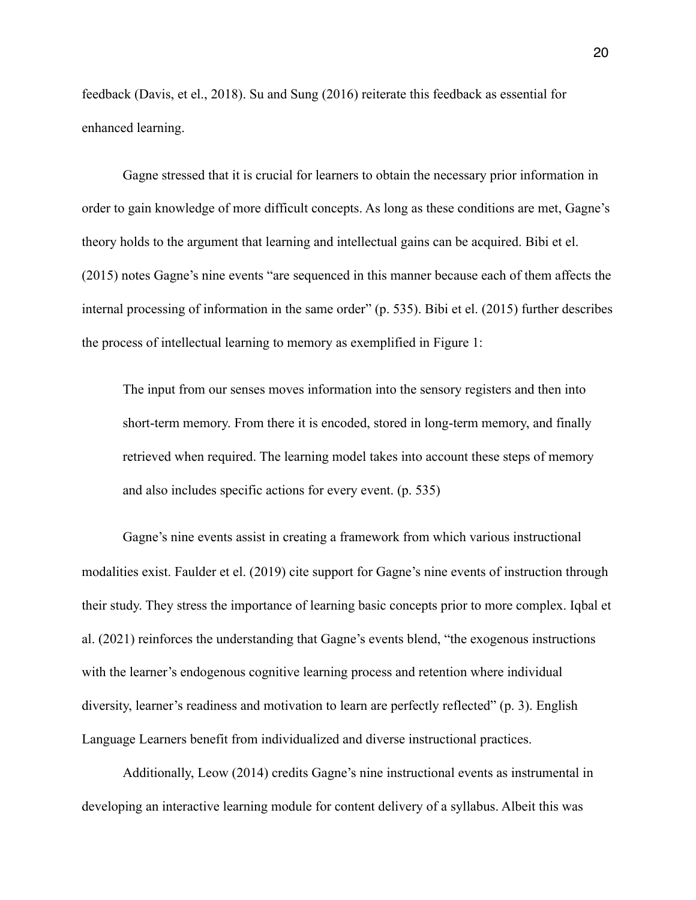feedback (Davis, et el., 2018). Su and Sung (2016) reiterate this feedback as essential for enhanced learning.

Gagne stressed that it is crucial for learners to obtain the necessary prior information in order to gain knowledge of more difficult concepts. As long as these conditions are met, Gagne's theory holds to the argument that learning and intellectual gains can be acquired. Bibi et el. (2015) notes Gagne's nine events "are sequenced in this manner because each of them affects the internal processing of information in the same order" (p. 535). Bibi et el. (2015) further describes the process of intellectual learning to memory as exemplified in Figure 1:

> The input from our senses moves information into the sensory registers and then into short-term memory. From there it is encoded, stored in long-term memory, and finally retrieved when required. The learning model takes into account these steps of memory and also includes specific actions for every event. (p. 535)

Gagne's nine events assist in creating a framework from which various instructional modalities exist. Faulder et el. (2019) cite support for Gagne's nine events of instruction through their study. They stress the importance of learning basic concepts prior to more complex. Iqbal et al. (2021) reinforces the understanding that Gagne's events blend, "the exogenous instructions with the learner's endogenous cognitive learning process and retention where individual diversity, learner's readiness and motivation to learn are perfectly reflected" (p. 3). English Language Learners benefit from individualized and diverse instructional practices.

Additionally, Leow (2014) credits Gagne's nine instructional events as instrumental in developing an interactive learning module for content delivery of a syllabus. Albeit this was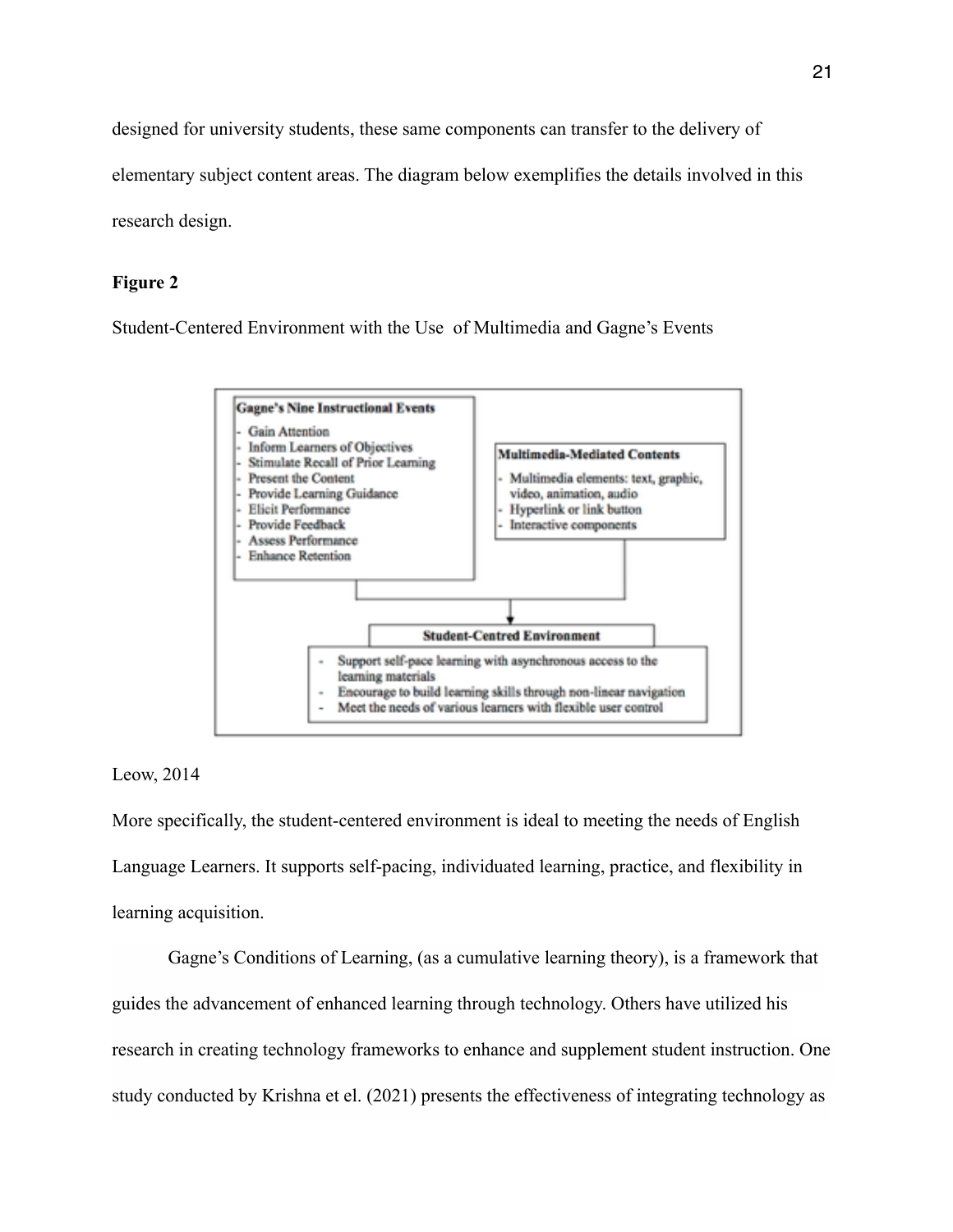designed for university students, these same components can transfer to the delivery of elementary subject content areas. The diagram below exemplifies the details involved in this research design.

**Figure 2**

Student-Centered Environment with the Use  of Multimedia and Gagne's Events

**Gagne's Nine Instructional Events**

- Gain Attention
- Inform Learners of Objectives
- Stimulate Recall of Prior Learning
- Present the Content
- Provide Learning Guidance
- Elicit Performance
- Provide Feedback
- Assess Performance
- Enhance Retention

**Multimedia-Mediated Contents**

- Multimedia elements: text, graphic, video, animation, audio
- Hyperlink or link button
- Interactive components

**Student-Centred Environment**

- Support self-pace learning with asynchronous access to the learning materials
- Encourage to build learning skills through non-linear navigation
- Meet the needs of various learners with flexible user control

Leow, 2014

More specifically, the student-centered environment is ideal to meeting the needs of English Language Learners. It supports self-pacing, individuated learning, practice, and flexibility in learning acquisition.

Gagne's Conditions of Learning, (as a cumulative learning theory), is a framework that guides the advancement of enhanced learning through technology. Others have utilized his research in creating technology frameworks to enhance and supplement student instruction. One study conducted by Krishna et el. (2021) presents the effectiveness of integrating technology as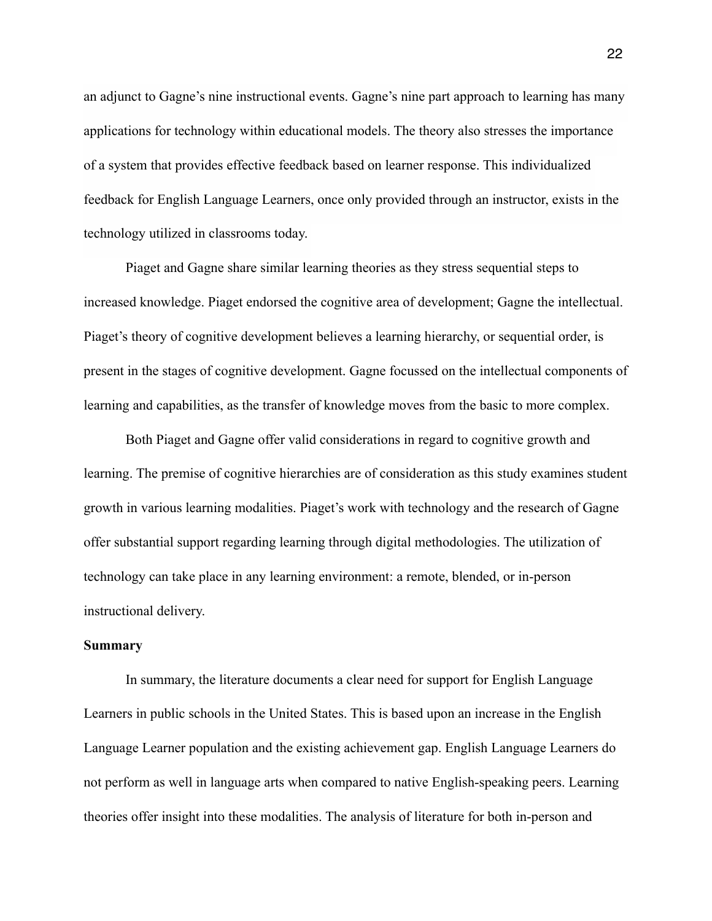an adjunct to Gagne's nine instructional events. Gagne's nine part approach to learning has many applications for technology within educational models. The theory also stresses the importance of a system that provides effective feedback based on learner response. This individualized feedback for English Language Learners, once only provided through an instructor, exists in the technology utilized in classrooms today.

Piaget and Gagne share similar learning theories as they stress sequential steps to increased knowledge. Piaget endorsed the cognitive area of development; Gagne the intellectual. Piaget's theory of cognitive development believes a learning hierarchy, or sequential order, is present in the stages of cognitive development. Gagne focussed on the intellectual components of learning and capabilities, as the transfer of knowledge moves from the basic to more complex.

Both Piaget and Gagne offer valid considerations in regard to cognitive growth and learning. The premise of cognitive hierarchies are of consideration as this study examines student growth in various learning modalities. Piaget's work with technology and the research of Gagne offer substantial support regarding learning through digital methodologies. The utilization of technology can take place in any learning environment: a remote, blended, or in-person instructional delivery.

**Summary**

In summary, the literature documents a clear need for support for English Language Learners in public schools in the United States. This is based upon an increase in the English Language Learner population and the existing achievement gap. English Language Learners do not perform as well in language arts when compared to native English-speaking peers. Learning theories offer insight into these modalities. The analysis of literature for both in-person and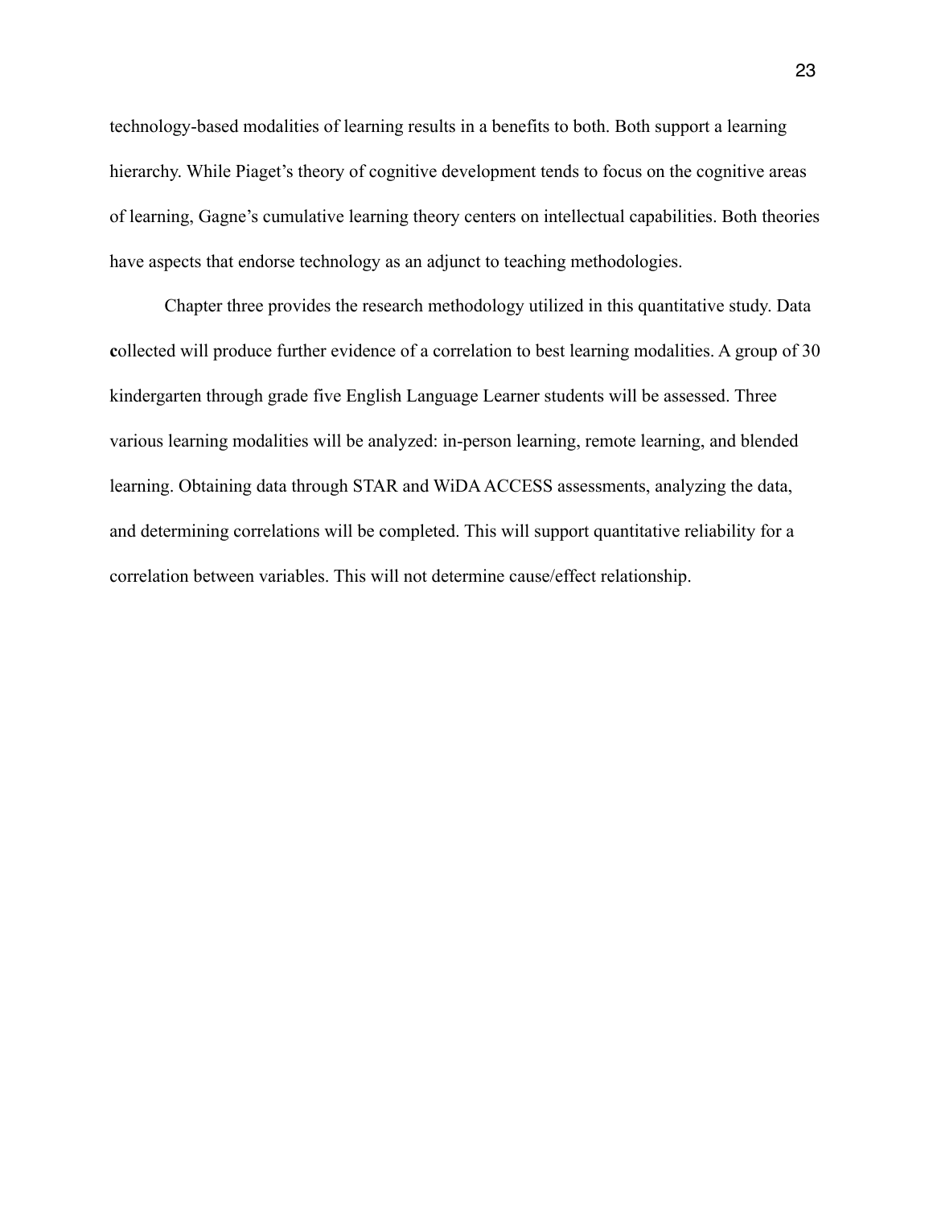technology-based modalities of learning results in a benefits to both. Both support a learning hierarchy. While Piaget's theory of cognitive development tends to focus on the cognitive areas of learning, Gagne's cumulative learning theory centers on intellectual capabilities. Both theories have aspects that endorse technology as an adjunct to teaching methodologies.

Chapter three provides the research methodology utilized in this quantitative study. Data **c**ollected will produce further evidence of a correlation to best learning modalities. A group of 30 kindergarten through grade five English Language Learner students will be assessed. Three various learning modalities will be analyzed: in-person learning, remote learning, and blended learning. Obtaining data through STAR and WiDA ACCESS assessments, analyzing the data, and determining correlations will be completed. This will support quantitative reliability for a correlation between variables. This will not determine cause/effect relationship.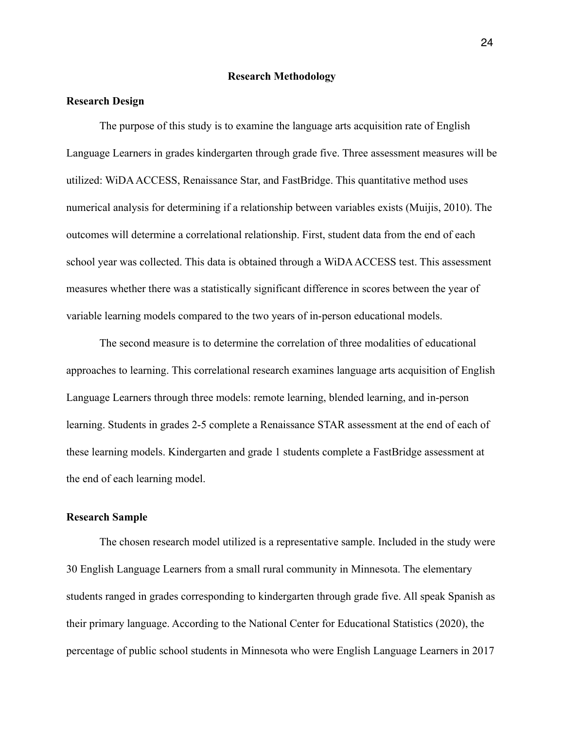## Research Methodology

### Research Design

The purpose of this study is to examine the language arts acquisition rate of English Language Learners in grades kindergarten through grade five. Three assessment measures will be utilized: WiDA ACCESS, Renaissance Star, and FastBridge. This quantitative method uses numerical analysis for determining if a relationship between variables exists (Muijis, 2010). The outcomes will determine a correlational relationship. First, student data from the end of each school year was collected. This data is obtained through a WiDA ACCESS test. This assessment measures whether there was a statistically significant difference in scores between the year of variable learning models compared to the two years of in-person educational models.

The second measure is to determine the correlation of three modalities of educational approaches to learning. This correlational research examines language arts acquisition of English Language Learners through three models: remote learning, blended learning, and in-person learning. Students in grades 2-5 complete a Renaissance STAR assessment at the end of each of these learning models. Kindergarten and grade 1 students complete a FastBridge assessment at the end of each learning model.

### Research Sample

The chosen research model utilized is a representative sample. Included in the study were 30 English Language Learners from a small rural community in Minnesota. The elementary students ranged in grades corresponding to kindergarten through grade five. All speak Spanish as their primary language. According to the National Center for Educational Statistics (2020), the percentage of public school students in Minnesota who were English Language Learners in 2017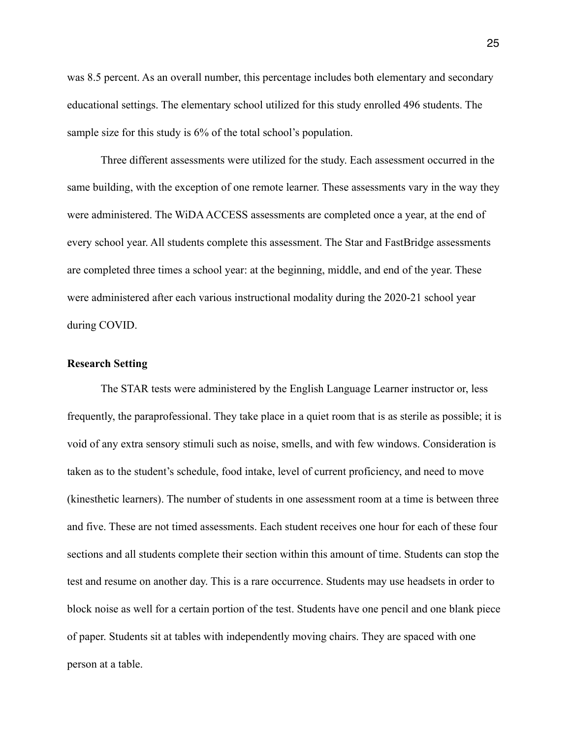was 8.5 percent. As an overall number, this percentage includes both elementary and secondary educational settings. The elementary school utilized for this study enrolled 496 students. The sample size for this study is 6% of the total school's population.

Three different assessments were utilized for the study. Each assessment occurred in the same building, with the exception of one remote learner. These assessments vary in the way they were administered. The WiDA ACCESS assessments are completed once a year, at the end of every school year. All students complete this assessment. The Star and FastBridge assessments are completed three times a school year: at the beginning, middle, and end of the year. These were administered after each various instructional modality during the 2020-21 school year during COVID.

**Research Setting**

The STAR tests were administered by the English Language Learner instructor or, less frequently, the paraprofessional. They take place in a quiet room that is as sterile as possible; it is void of any extra sensory stimuli such as noise, smells, and with few windows. Consideration is taken as to the student's schedule, food intake, level of current proficiency, and need to move (kinesthetic learners). The number of students in one assessment room at a time is between three and five. These are not timed assessments. Each student receives one hour for each of these four sections and all students complete their section within this amount of time. Students can stop the test and resume on another day. This is a rare occurrence. Students may use headsets in order to block noise as well for a certain portion of the test. Students have one pencil and one blank piece of paper. Students sit at tables with independently moving chairs. They are spaced with one person at a table.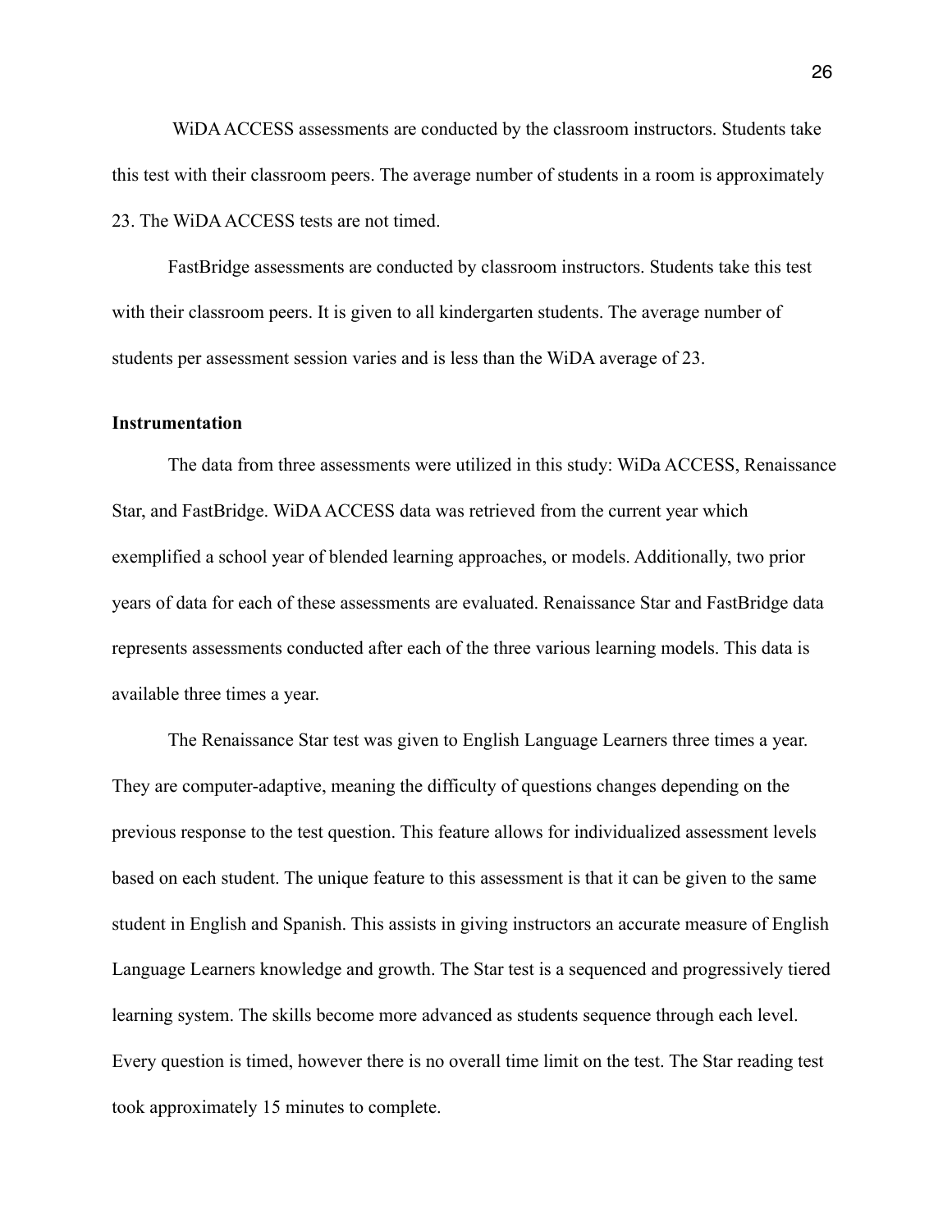WiDA ACCESS assessments are conducted by the classroom instructors. Students take this test with their classroom peers. The average number of students in a room is approximately 23. The WiDA ACCESS tests are not timed.

FastBridge assessments are conducted by classroom instructors. Students take this test with their classroom peers. It is given to all kindergarten students. The average number of students per assessment session varies and is less than the WiDA average of 23.

### Instrumentation

The data from three assessments were utilized in this study: WiDa ACCESS, Renaissance Star, and FastBridge. WiDA ACCESS data was retrieved from the current year which exemplified a school year of blended learning approaches, or models. Additionally, two prior years of data for each of these assessments are evaluated. Renaissance Star and FastBridge data represents assessments conducted after each of the three various learning models. This data is available three times a year.

The Renaissance Star test was given to English Language Learners three times a year. They are computer-adaptive, meaning the difficulty of questions changes depending on the previous response to the test question. This feature allows for individualized assessment levels based on each student. The unique feature to this assessment is that it can be given to the same student in English and Spanish. This assists in giving instructors an accurate measure of English Language Learners knowledge and growth. The Star test is a sequenced and progressively tiered learning system. The skills become more advanced as students sequence through each level. Every question is timed, however there is no overall time limit on the test. The Star reading test took approximately 15 minutes to complete.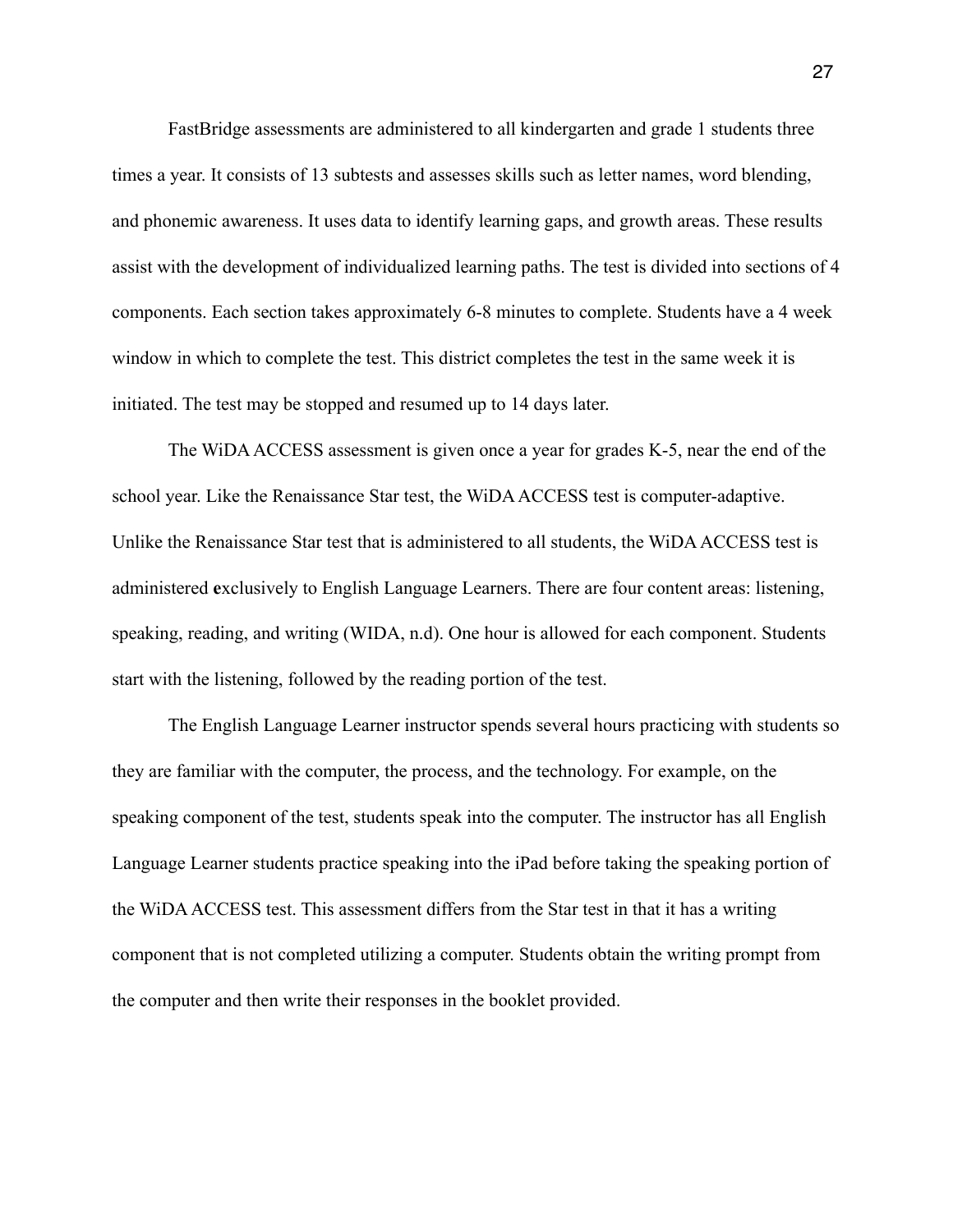FastBridge assessments are administered to all kindergarten and grade 1 students three times a year. It consists of 13 subtests and assesses skills such as letter names, word blending, and phonemic awareness. It uses data to identify learning gaps, and growth areas. These results assist with the development of individualized learning paths. The test is divided into sections of 4 components. Each section takes approximately 6-8 minutes to complete. Students have a 4 week window in which to complete the test. This district completes the test in the same week it is initiated. The test may be stopped and resumed up to 14 days later.

The WiDA ACCESS assessment is given once a year for grades K-5, near the end of the school year. Like the Renaissance Star test, the WiDA ACCESS test is computer-adaptive. Unlike the Renaissance Star test that is administered to all students, the WiDA ACCESS test is administered **e**xclusively to English Language Learners. There are four content areas: listening, speaking, reading, and writing (WIDA, n.d). One hour is allowed for each component. Students start with the listening, followed by the reading portion of the test.

The English Language Learner instructor spends several hours practicing with students so they are familiar with the computer, the process, and the technology. For example, on the speaking component of the test, students speak into the computer. The instructor has all English Language Learner students practice speaking into the iPad before taking the speaking portion of the WiDA ACCESS test. This assessment differs from the Star test in that it has a writing component that is not completed utilizing a computer. Students obtain the writing prompt from the computer and then write their responses in the booklet provided.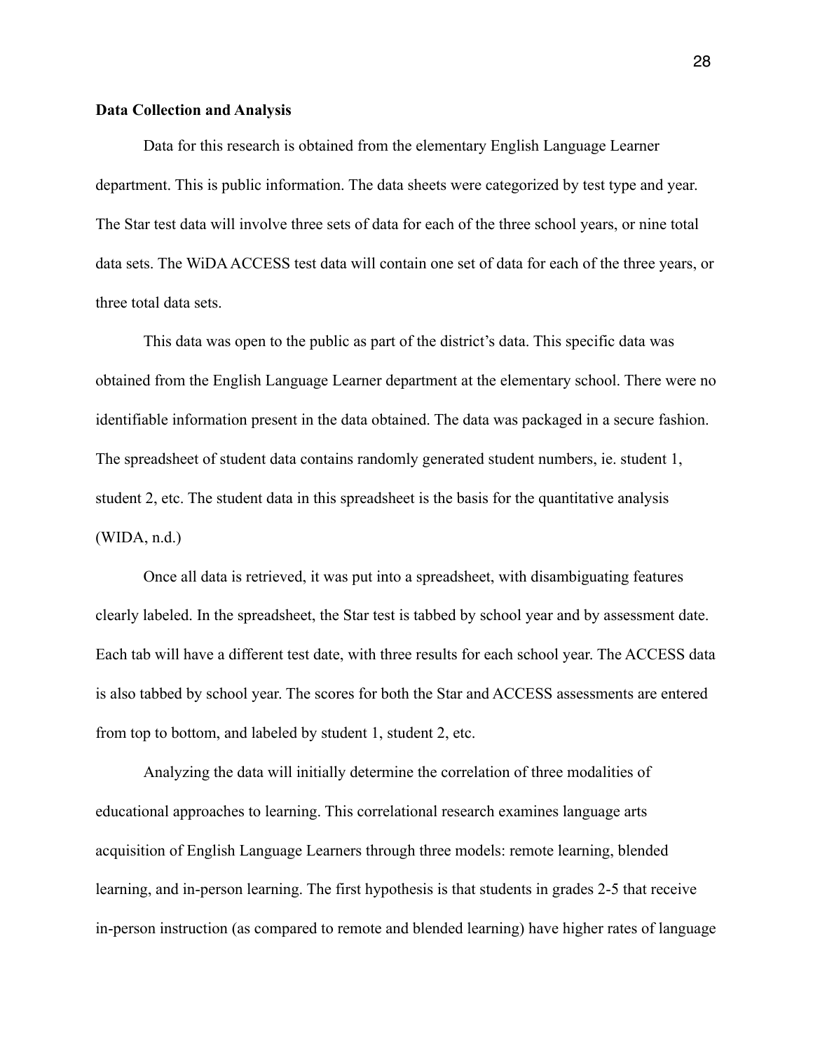**Data Collection and Analysis**

Data for this research is obtained from the elementary English Language Learner department. This is public information. The data sheets were categorized by test type and year. The Star test data will involve three sets of data for each of the three school years, or nine total data sets. The WiDA ACCESS test data will contain one set of data for each of the three years, or three total data sets.

This data was open to the public as part of the district's data. This specific data was obtained from the English Language Learner department at the elementary school. There were no identifiable information present in the data obtained. The data was packaged in a secure fashion. The spreadsheet of student data contains randomly generated student numbers, ie. student 1, student 2, etc. The student data in this spreadsheet is the basis for the quantitative analysis (WIDA, n.d.)

Once all data is retrieved, it was put into a spreadsheet, with disambiguating features clearly labeled. In the spreadsheet, the Star test is tabbed by school year and by assessment date. Each tab will have a different test date, with three results for each school year. The ACCESS data is also tabbed by school year. The scores for both the Star and ACCESS assessments are entered from top to bottom, and labeled by student 1, student 2, etc.

Analyzing the data will initially determine the correlation of three modalities of educational approaches to learning. This correlational research examines language arts acquisition of English Language Learners through three models: remote learning, blended learning, and in-person learning. The first hypothesis is that students in grades 2-5 that receive in-person instruction (as compared to remote and blended learning) have higher rates of language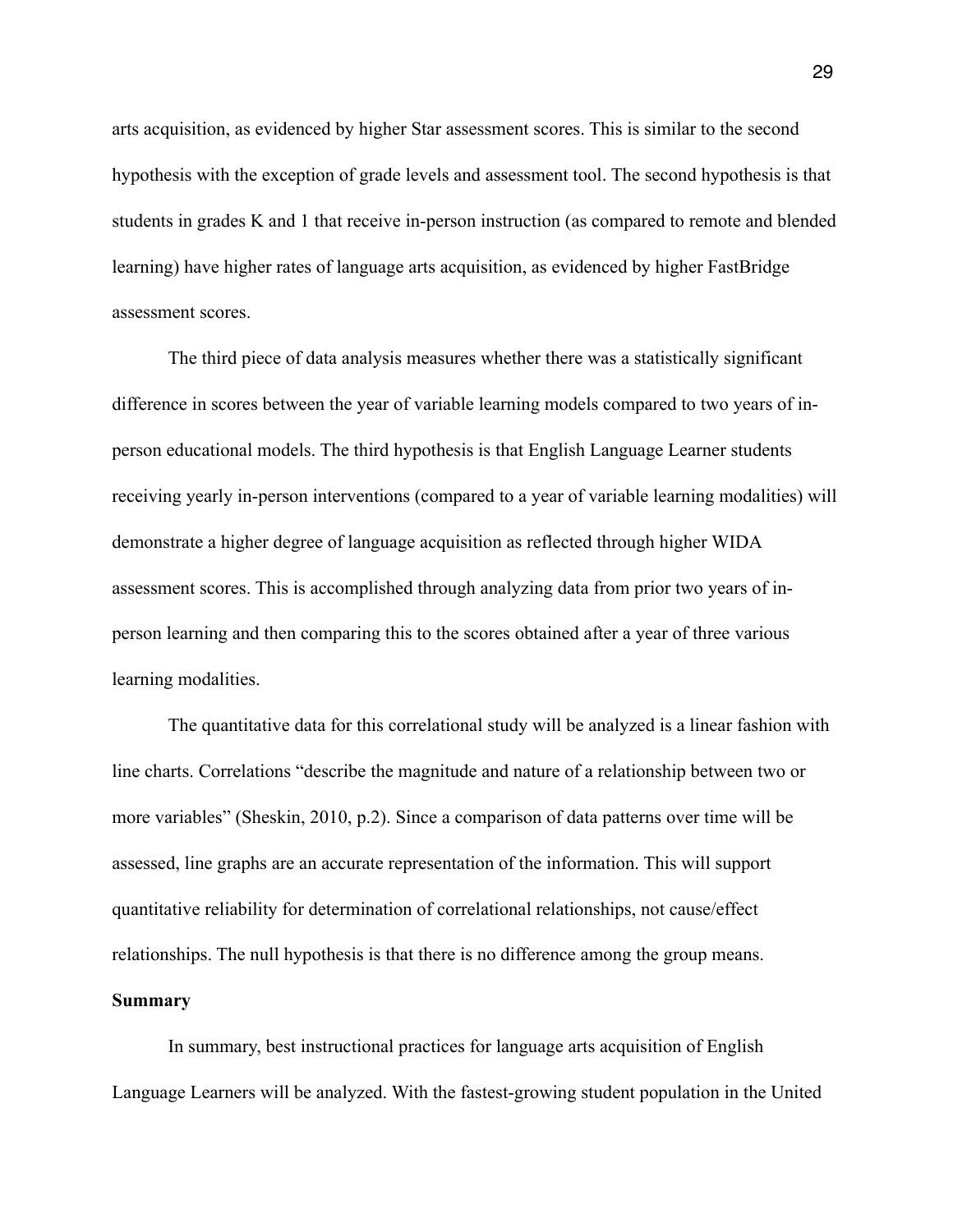arts acquisition, as evidenced by higher Star assessment scores. This is similar to the second hypothesis with the exception of grade levels and assessment tool. The second hypothesis is that students in grades K and 1 that receive in-person instruction (as compared to remote and blended learning) have higher rates of language arts acquisition, as evidenced by higher FastBridge assessment scores.

The third piece of data analysis measures whether there was a statistically significant difference in scores between the year of variable learning models compared to two years of in-person educational models. The third hypothesis is that English Language Learner students receiving yearly in-person interventions (compared to a year of variable learning modalities) will demonstrate a higher degree of language acquisition as reflected through higher WIDA assessment scores. This is accomplished through analyzing data from prior two years of in-person learning and then comparing this to the scores obtained after a year of three various learning modalities.

The quantitative data for this correlational study will be analyzed is a linear fashion with line charts. Correlations "describe the magnitude and nature of a relationship between two or more variables" (Sheskin, 2010, p.2). Since a comparison of data patterns over time will be assessed, line graphs are an accurate representation of the information. This will support quantitative reliability for determination of correlational relationships, not cause/effect relationships. The null hypothesis is that there is no difference among the group means.

**Summary**

In summary, best instructional practices for language arts acquisition of English Language Learners will be analyzed. With the fastest-growing student population in the United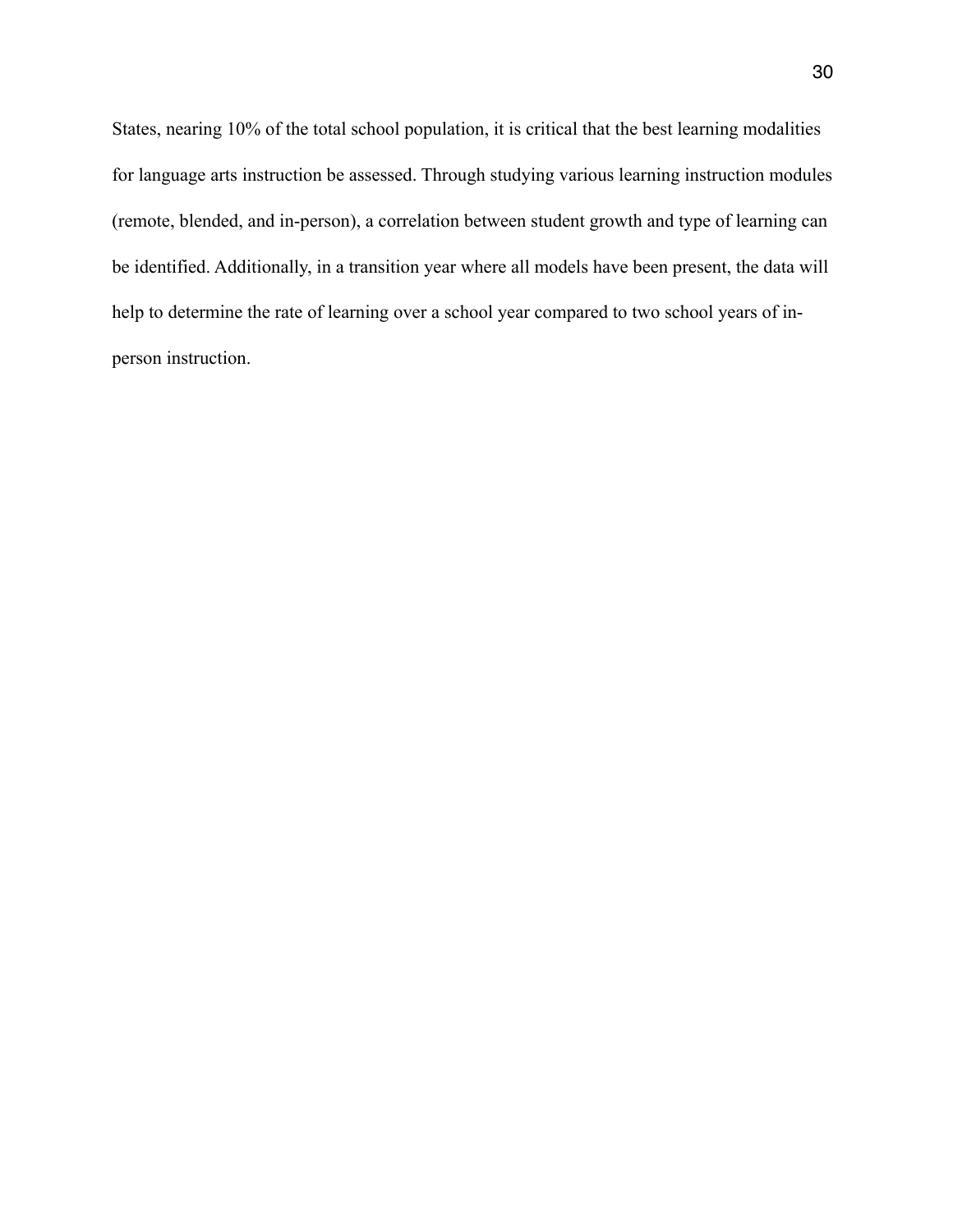States, nearing 10% of the total school population, it is critical that the best learning modalities for language arts instruction be assessed. Through studying various learning instruction modules (remote, blended, and in-person), a correlation between student growth and type of learning can be identified. Additionally, in a transition year where all models have been present, the data will help to determine the rate of learning over a school year compared to two school years of in-person instruction.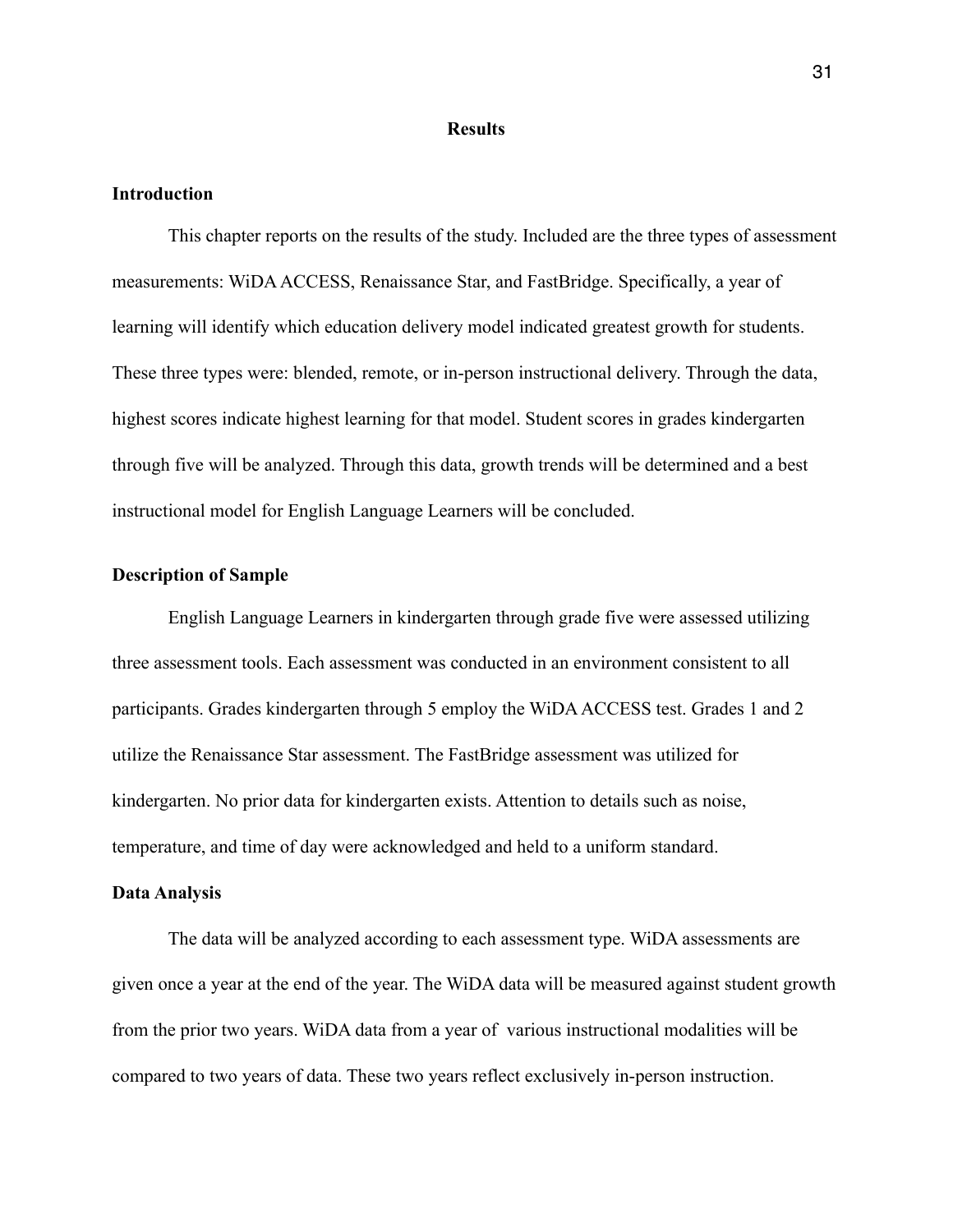# Results

## Introduction

This chapter reports on the results of the study. Included are the three types of assessment measurements: WiDA ACCESS, Renaissance Star, and FastBridge. Specifically, a year of learning will identify which education delivery model indicated greatest growth for students. These three types were: blended, remote, or in-person instructional delivery. Through the data, highest scores indicate highest learning for that model. Student scores in grades kindergarten through five will be analyzed. Through this data, growth trends will be determined and a best instructional model for English Language Learners will be concluded.

## Description of Sample

English Language Learners in kindergarten through grade five were assessed utilizing three assessment tools. Each assessment was conducted in an environment consistent to all participants. Grades kindergarten through 5 employ the WiDA ACCESS test. Grades 1 and 2 utilize the Renaissance Star assessment. The FastBridge assessment was utilized for kindergarten. No prior data for kindergarten exists. Attention to details such as noise, temperature, and time of day were acknowledged and held to a uniform standard.

## Data Analysis

The data will be analyzed according to each assessment type. WiDA assessments are given once a year at the end of the year. The WiDA data will be measured against student growth from the prior two years. WiDA data from a year of various instructional modalities will be compared to two years of data. These two years reflect exclusively in-person instruction.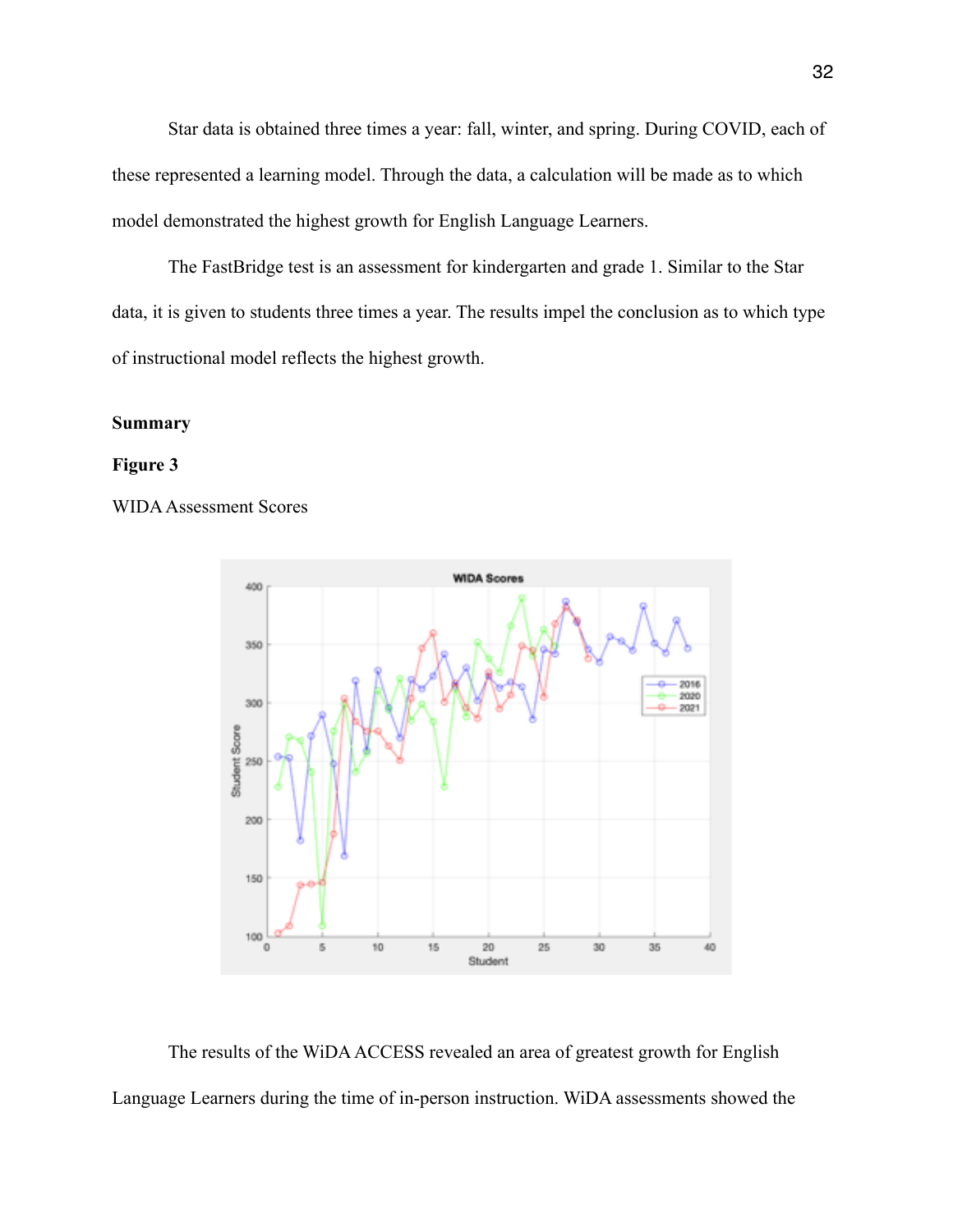Star data is obtained three times a year: fall, winter, and spring. During COVID, each of these represented a learning model. Through the data, a calculation will be made as to which model demonstrated the highest growth for English Language Learners.

The FastBridge test is an assessment for kindergarten and grade 1. Similar to the Star data, it is given to students three times a year. The results impel the conclusion as to which type of instructional model reflects the highest growth.

## Summary

**Figure 3**

WIDA Assessment Scores

The results of the WiDA ACCESS revealed an area of greatest growth for English Language Learners during the time of in-person instruction. WiDA assessments showed the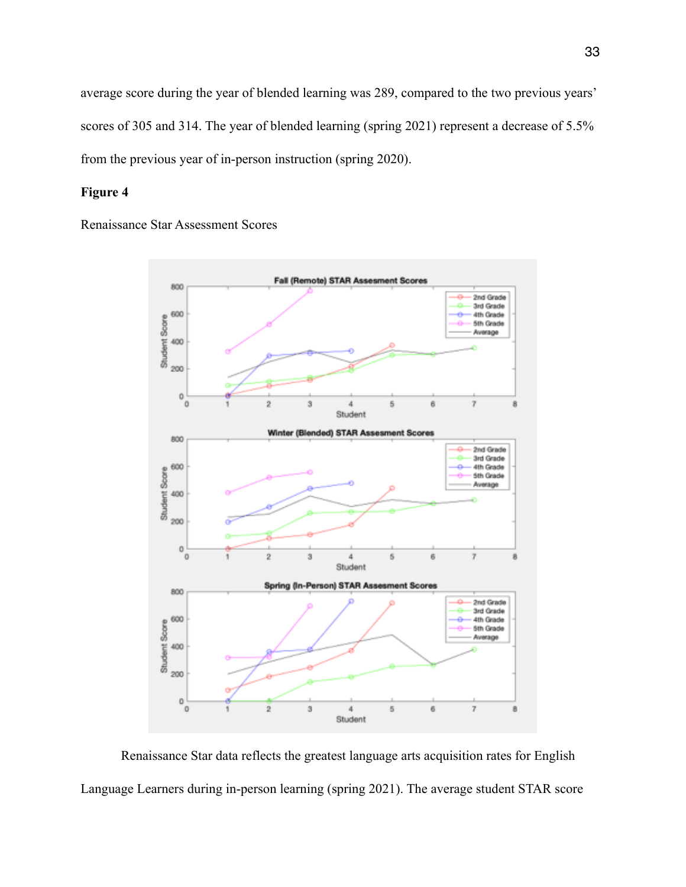average score during the year of blended learning was 289, compared to the two previous years' scores of 305 and 314. The year of blended learning (spring 2021) represent a decrease of 5.5% from the previous year of in-person instruction (spring 2020).

**Figure 4**

Renaissance Star Assessment Scores

Renaissance Star data reflects the greatest language arts acquisition rates for English Language Learners during in-person learning (spring 2021). The average student STAR score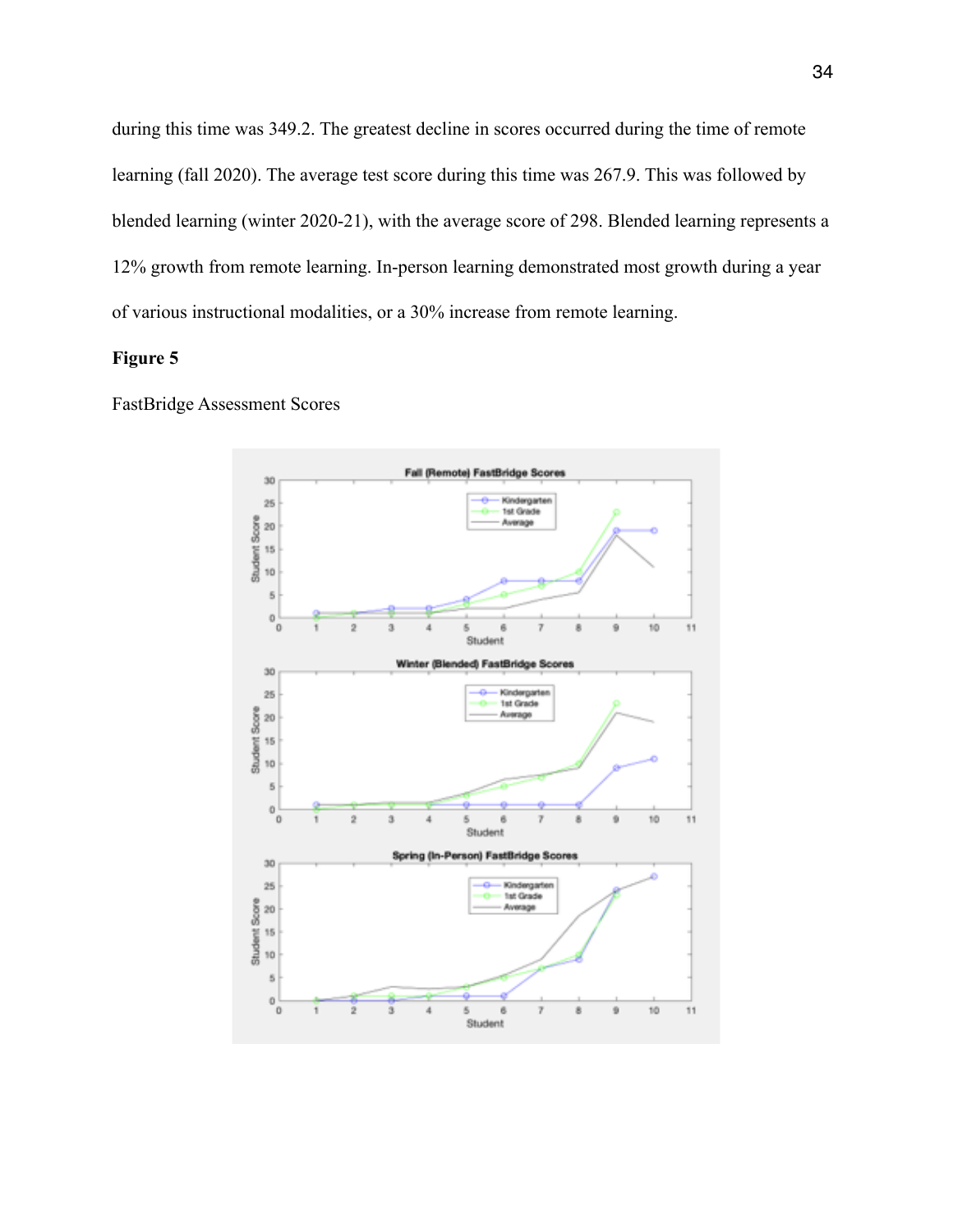during this time was 349.2. The greatest decline in scores occurred during the time of remote learning (fall 2020). The average test score during this time was 267.9. This was followed by blended learning (winter 2020-21), with the average score of 298. Blended learning represents a 12% growth from remote learning. In-person learning demonstrated most growth during a year of various instructional modalities, or a 30% increase from remote learning.

**Figure 5**

FastBridge Assessment Scores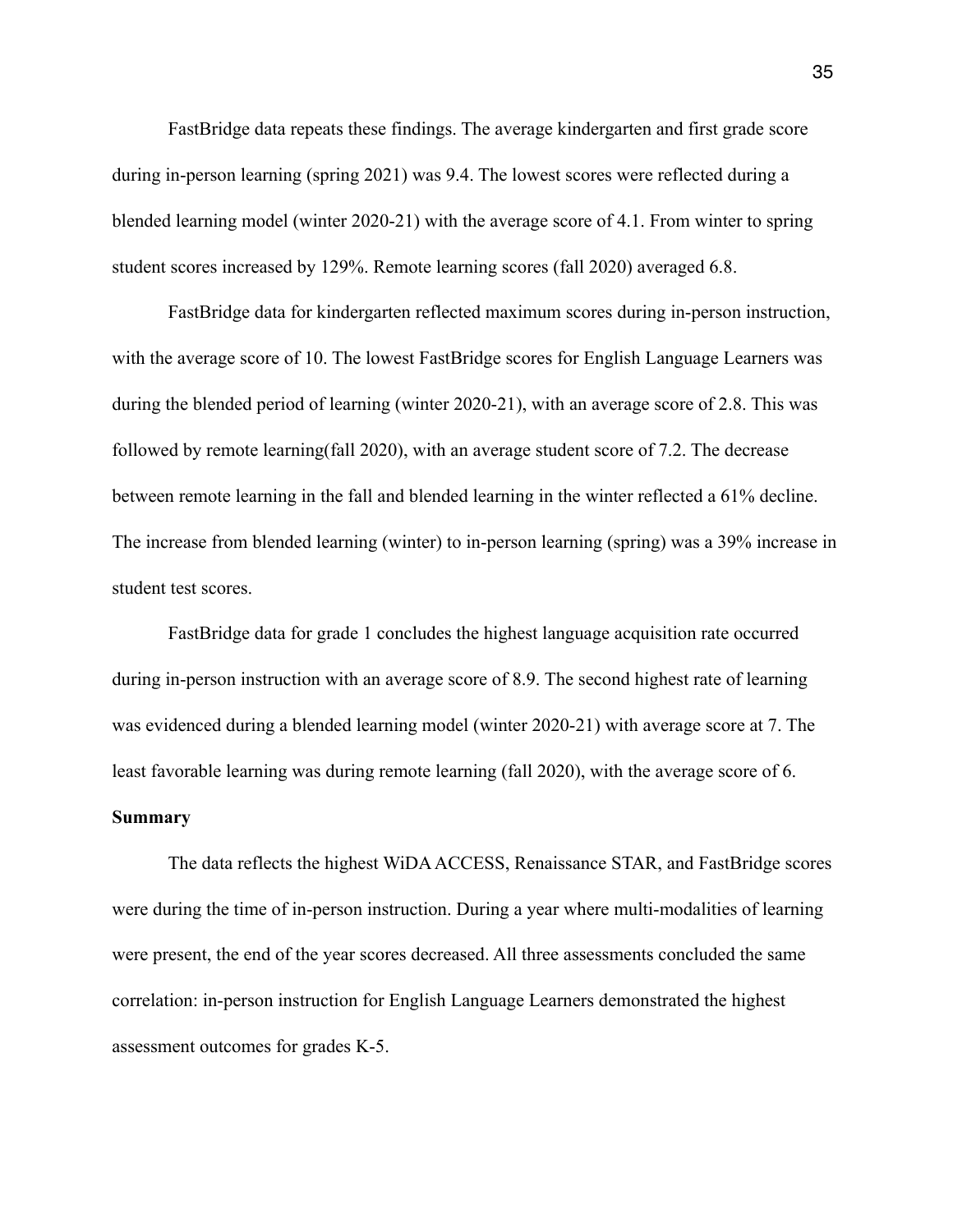FastBridge data repeats these findings. The average kindergarten and first grade score during in-person learning (spring 2021) was 9.4. The lowest scores were reflected during a blended learning model (winter 2020-21) with the average score of 4.1. From winter to spring student scores increased by 129%. Remote learning scores (fall 2020) averaged 6.8.

FastBridge data for kindergarten reflected maximum scores during in-person instruction, with the average score of 10. The lowest FastBridge scores for English Language Learners was during the blended period of learning (winter 2020-21), with an average score of 2.8. This was followed by remote learning(fall 2020), with an average student score of 7.2. The decrease between remote learning in the fall and blended learning in the winter reflected a 61% decline. The increase from blended learning (winter) to in-person learning (spring) was a 39% increase in student test scores.

FastBridge data for grade 1 concludes the highest language acquisition rate occurred during in-person instruction with an average score of 8.9. The second highest rate of learning was evidenced during a blended learning model (winter 2020-21) with average score at 7. The least favorable learning was during remote learning (fall 2020), with the average score of 6.

**Summary**

The data reflects the highest WiDA ACCESS, Renaissance STAR, and FastBridge scores were during the time of in-person instruction. During a year where multi-modalities of learning were present, the end of the year scores decreased. All three assessments concluded the same correlation: in-person instruction for English Language Learners demonstrated the highest assessment outcomes for grades K-5.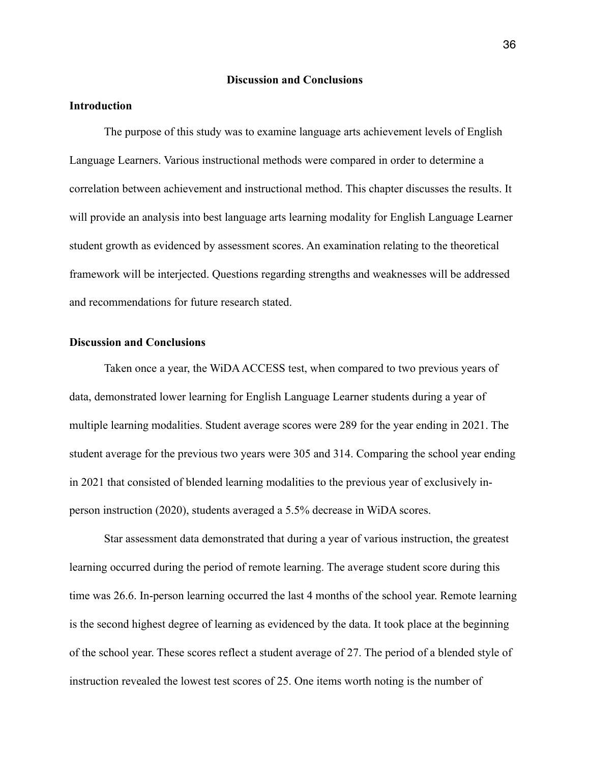## Discussion and Conclusions

### Introduction

The purpose of this study was to examine language arts achievement levels of English Language Learners. Various instructional methods were compared in order to determine a correlation between achievement and instructional method. This chapter discusses the results. It will provide an analysis into best language arts learning modality for English Language Learner student growth as evidenced by assessment scores. An examination relating to the theoretical framework will be interjected. Questions regarding strengths and weaknesses will be addressed and recommendations for future research stated.

### Discussion and Conclusions

Taken once a year, the WiDA ACCESS test, when compared to two previous years of data, demonstrated lower learning for English Language Learner students during a year of multiple learning modalities. Student average scores were 289 for the year ending in 2021. The student average for the previous two years were 305 and 314. Comparing the school year ending in 2021 that consisted of blended learning modalities to the previous year of exclusively in-person instruction (2020), students averaged a 5.5% decrease in WiDA scores.

Star assessment data demonstrated that during a year of various instruction, the greatest learning occurred during the period of remote learning. The average student score during this time was 26.6. In-person learning occurred the last 4 months of the school year. Remote learning is the second highest degree of learning as evidenced by the data. It took place at the beginning of the school year. These scores reflect a student average of 27. The period of a blended style of instruction revealed the lowest test scores of 25. One items worth noting is the number of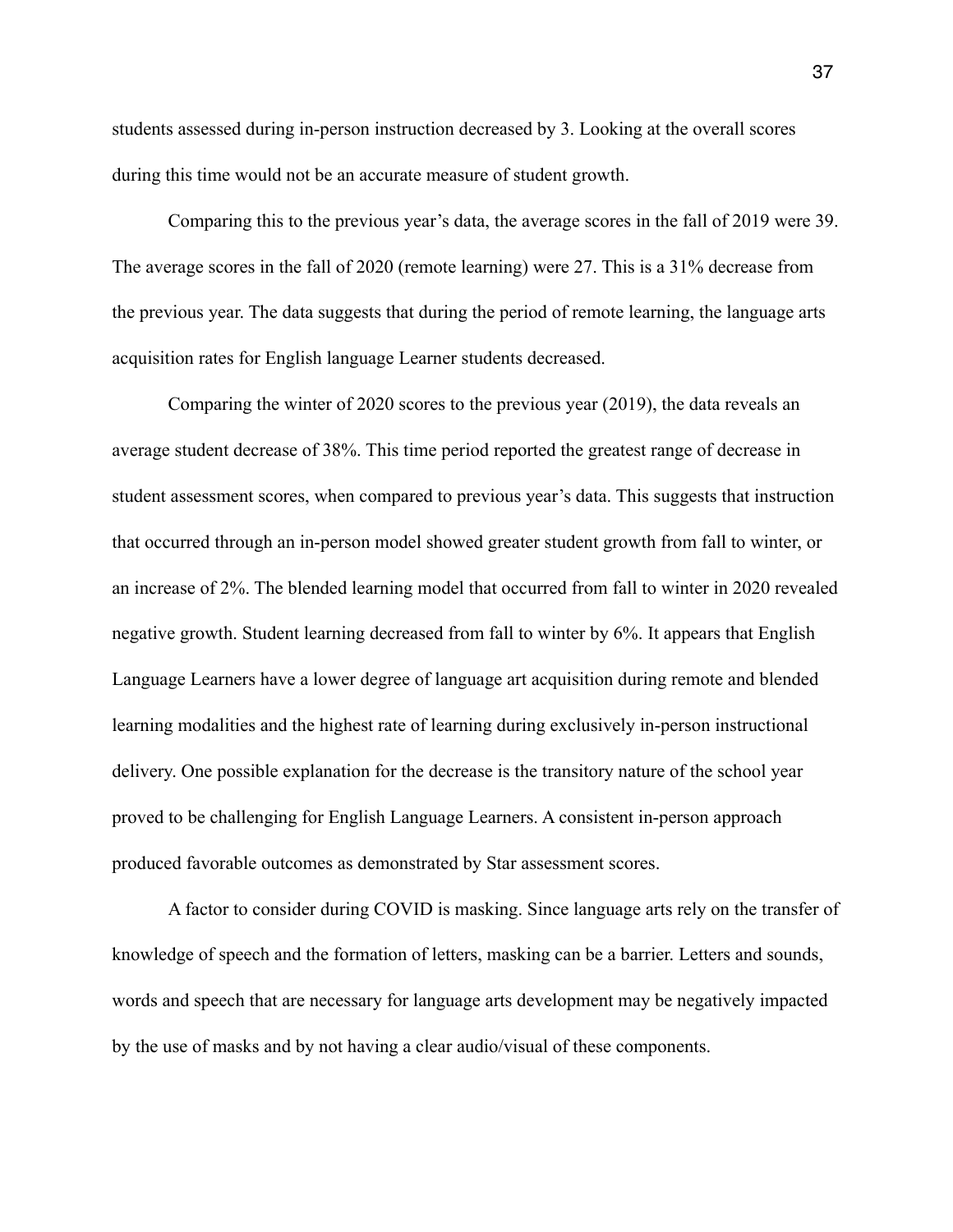students assessed during in-person instruction decreased by 3. Looking at the overall scores during this time would not be an accurate measure of student growth.

Comparing this to the previous year's data, the average scores in the fall of 2019 were 39. The average scores in the fall of 2020 (remote learning) were 27. This is a 31% decrease from the previous year. The data suggests that during the period of remote learning, the language arts acquisition rates for English language Learner students decreased.

Comparing the winter of 2020 scores to the previous year (2019), the data reveals an average student decrease of 38%. This time period reported the greatest range of decrease in student assessment scores, when compared to previous year's data. This suggests that instruction that occurred through an in-person model showed greater student growth from fall to winter, or an increase of 2%. The blended learning model that occurred from fall to winter in 2020 revealed negative growth. Student learning decreased from fall to winter by 6%. It appears that English Language Learners have a lower degree of language art acquisition during remote and blended learning modalities and the highest rate of learning during exclusively in-person instructional delivery. One possible explanation for the decrease is the transitory nature of the school year proved to be challenging for English Language Learners. A consistent in-person approach produced favorable outcomes as demonstrated by Star assessment scores.

A factor to consider during COVID is masking. Since language arts rely on the transfer of knowledge of speech and the formation of letters, masking can be a barrier. Letters and sounds, words and speech that are necessary for language arts development may be negatively impacted by the use of masks and by not having a clear audio/visual of these components.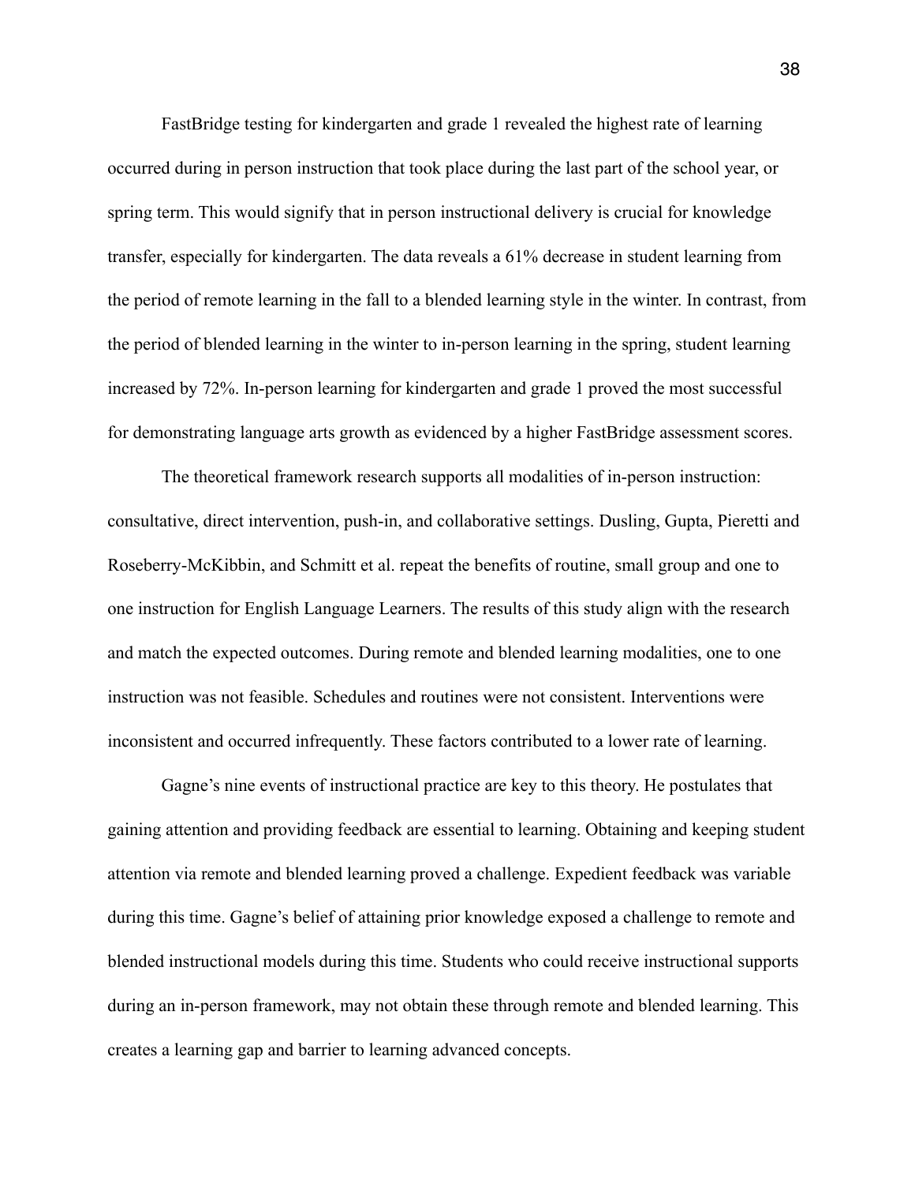FastBridge testing for kindergarten and grade 1 revealed the highest rate of learning occurred during in person instruction that took place during the last part of the school year, or spring term. This would signify that in person instructional delivery is crucial for knowledge transfer, especially for kindergarten. The data reveals a 61% decrease in student learning from the period of remote learning in the fall to a blended learning style in the winter. In contrast, from the period of blended learning in the winter to in-person learning in the spring, student learning increased by 72%. In-person learning for kindergarten and grade 1 proved the most successful for demonstrating language arts growth as evidenced by a higher FastBridge assessment scores.

The theoretical framework research supports all modalities of in-person instruction: consultative, direct intervention, push-in, and collaborative settings. Dusling, Gupta, Pieretti and Roseberry-McKibbin, and Schmitt et al. repeat the benefits of routine, small group and one to one instruction for English Language Learners. The results of this study align with the research and match the expected outcomes. During remote and blended learning modalities, one to one instruction was not feasible. Schedules and routines were not consistent. Interventions were inconsistent and occurred infrequently. These factors contributed to a lower rate of learning.

Gagne's nine events of instructional practice are key to this theory. He postulates that gaining attention and providing feedback are essential to learning. Obtaining and keeping student attention via remote and blended learning proved a challenge. Expedient feedback was variable during this time. Gagne's belief of attaining prior knowledge exposed a challenge to remote and blended instructional models during this time. Students who could receive instructional supports during an in-person framework, may not obtain these through remote and blended learning. This creates a learning gap and barrier to learning advanced concepts.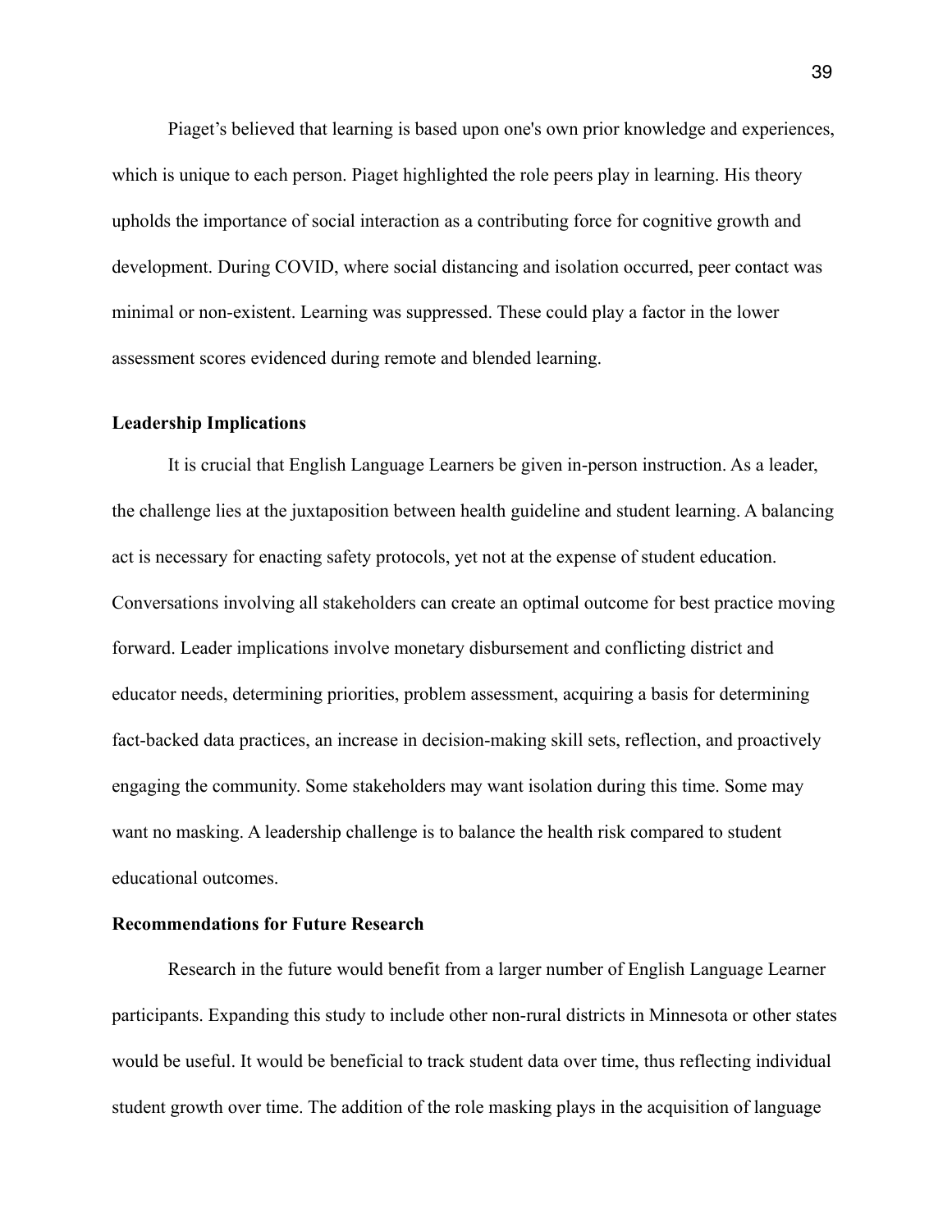Piaget's believed that learning is based upon one's own prior knowledge and experiences, which is unique to each person. Piaget highlighted the role peers play in learning. His theory upholds the importance of social interaction as a contributing force for cognitive growth and development. During COVID, where social distancing and isolation occurred, peer contact was minimal or non-existent. Learning was suppressed. These could play a factor in the lower assessment scores evidenced during remote and blended learning.

**Leadership Implications**

It is crucial that English Language Learners be given in-person instruction. As a leader, the challenge lies at the juxtaposition between health guideline and student learning. A balancing act is necessary for enacting safety protocols, yet not at the expense of student education. Conversations involving all stakeholders can create an optimal outcome for best practice moving forward. Leader implications involve monetary disbursement and conflicting district and educator needs, determining priorities, problem assessment, acquiring a basis for determining fact-backed data practices, an increase in decision-making skill sets, reflection, and proactively engaging the community. Some stakeholders may want isolation during this time. Some may want no masking. A leadership challenge is to balance the health risk compared to student educational outcomes.

**Recommendations for Future Research**

Research in the future would benefit from a larger number of English Language Learner participants. Expanding this study to include other non-rural districts in Minnesota or other states would be useful. It would be beneficial to track student data over time, thus reflecting individual student growth over time. The addition of the role masking plays in the acquisition of language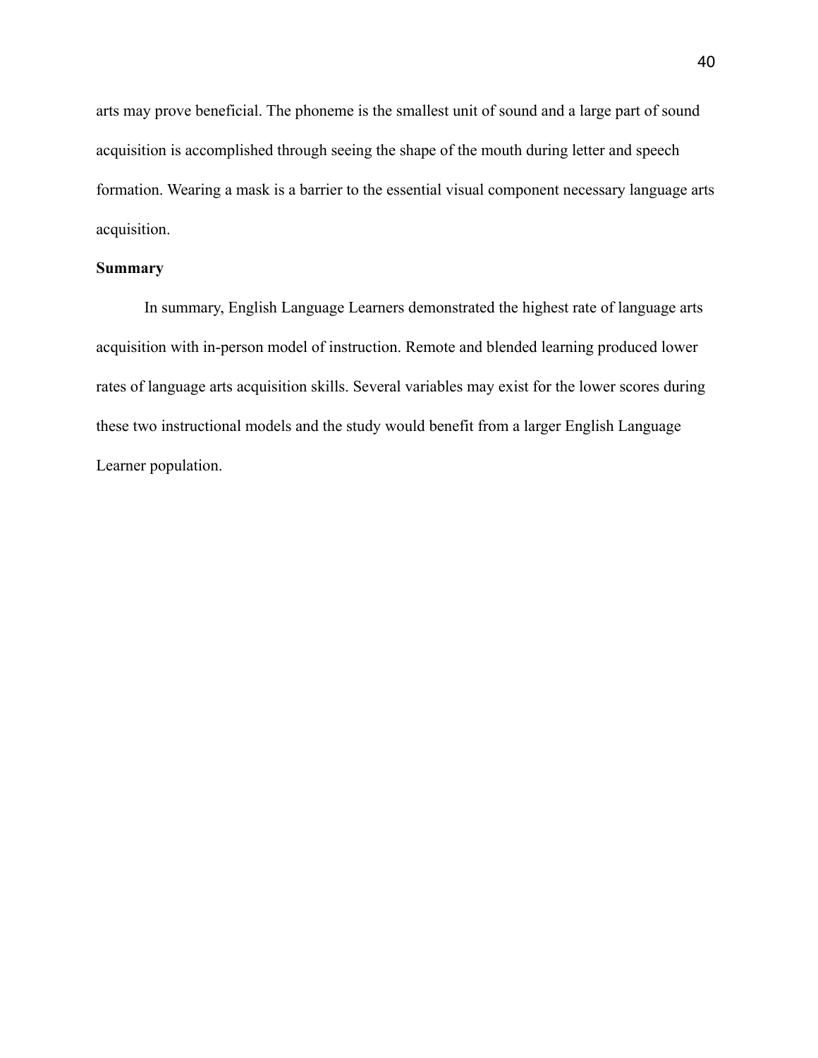arts may prove beneficial. The phoneme is the smallest unit of sound and a large part of sound acquisition is accomplished through seeing the shape of the mouth during letter and speech formation. Wearing a mask is a barrier to the essential visual component necessary language arts acquisition.

**Summary**

In summary, English Language Learners demonstrated the highest rate of language arts acquisition with in-person model of instruction. Remote and blended learning produced lower rates of language arts acquisition skills. Several variables may exist for the lower scores during these two instructional models and the study would benefit from a larger English Language Learner population.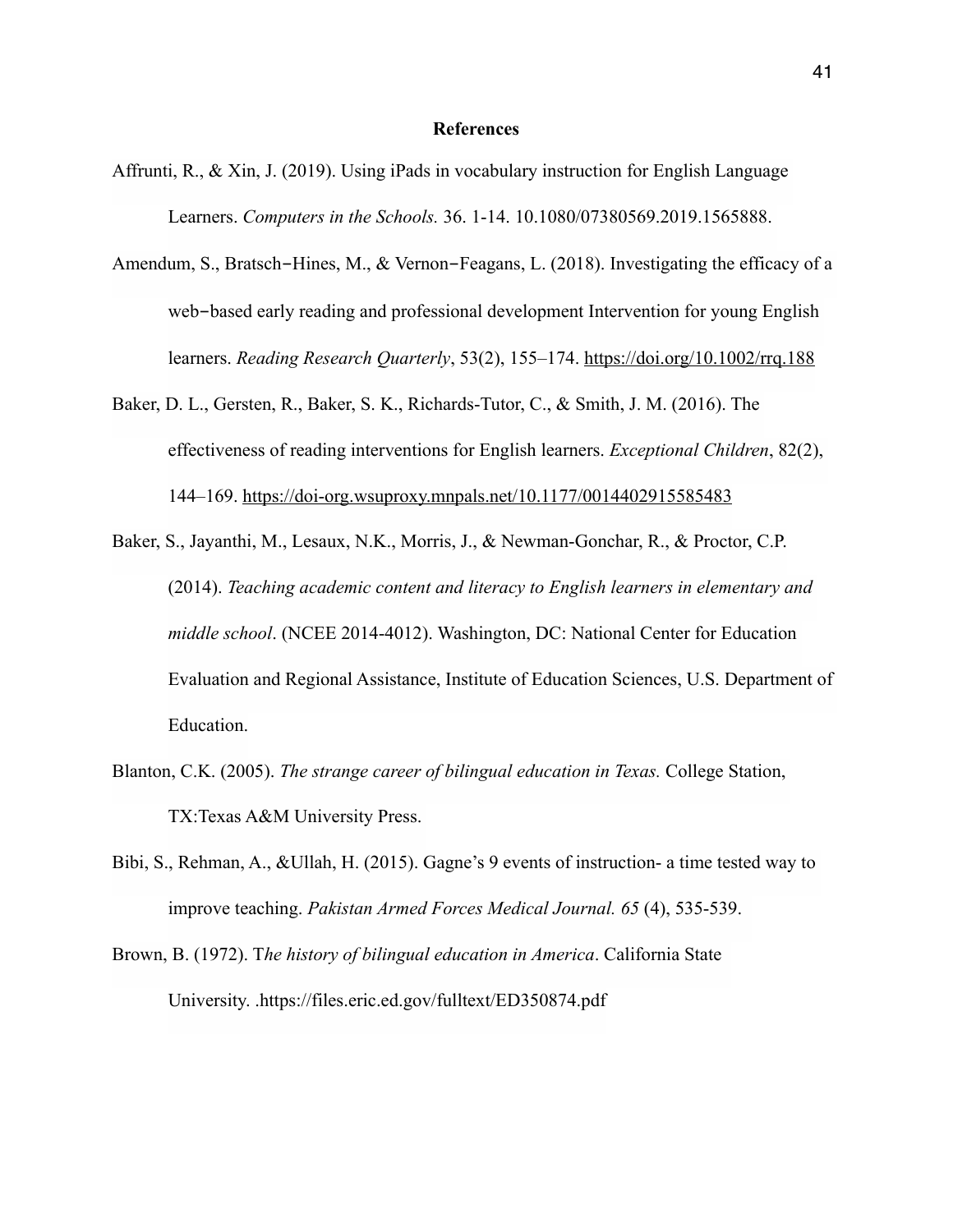# References

Affrunti, R., & Xin, J. (2019). Using iPads in vocabulary instruction for English Language Learners. *Computers in the Schools.* 36. 1-14. 10.1080/07380569.2019.1565888.

Amendum, S., Bratsch‒Hines, M., & Vernon‒Feagans, L. (2018). Investigating the efficacy of a web‒based early reading and professional development Intervention for young English learners. *Reading Research Quarterly*, 53(2), 155–174. https://doi.org/10.1002/rrq.188

Baker, D. L., Gersten, R., Baker, S. K., Richards-Tutor, C., & Smith, J. M. (2016). The effectiveness of reading interventions for English learners. *Exceptional Children*, 82(2), 144–169. https://doi-org.wsuproxy.mnpals.net/10.1177/0014402915585483

Baker, S., Jayanthi, M., Lesaux, N.K., Morris, J., & Newman-Gonchar, R., & Proctor, C.P. (2014). *Teaching academic content and literacy to English learners in elementary and middle school*. (NCEE 2014-4012). Washington, DC: National Center for Education Evaluation and Regional Assistance, Institute of Education Sciences, U.S. Department of Education.

Blanton, C.K. (2005). *The strange career of bilingual education in Texas.* College Station, TX:Texas A&M University Press.

Bibi, S., Rehman, A., &Ullah, H. (2015). Gagne's 9 events of instruction- a time tested way to improve teaching. *Pakistan Armed Forces Medical Journal. 65* (4), 535-539.

Brown, B. (1972). T*he history of bilingual education in America*. California State University. .https://files.eric.ed.gov/fulltext/ED350874.pdf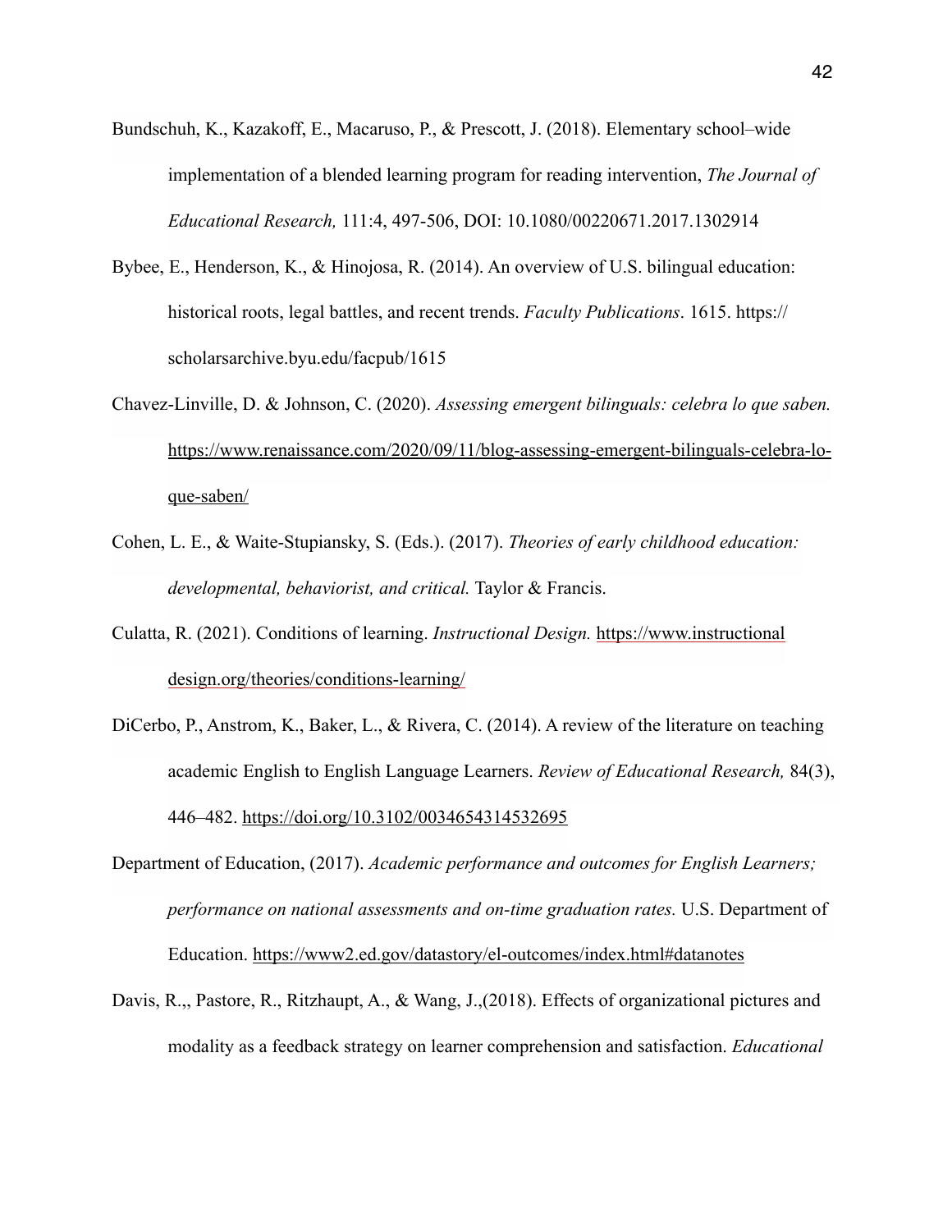Bundschuh, K., Kazakoff, E., Macaruso, P., & Prescott, J. (2018). Elementary school–wide implementation of a blended learning program for reading intervention, *The Journal of Educational Research,* 111:4, 497-506, DOI: 10.1080/00220671.2017.1302914

Bybee, E., Henderson, K., & Hinojosa, R. (2014). An overview of U.S. bilingual education: historical roots, legal battles, and recent trends. *Faculty Publications*. 1615. https://scholarsarchive.byu.edu/facpub/1615

Chavez-Linville, D. & Johnson, C. (2020). *Assessing emergent bilinguals: celebra lo que saben.* https://www.renaissance.com/2020/09/11/blog-assessing-emergent-bilinguals-celebra-lo-que-saben/

Cohen, L. E., & Waite-Stupiansky, S. (Eds.). (2017). *Theories of early childhood education: developmental, behaviorist, and critical.* Taylor & Francis.

Culatta, R. (2021). Conditions of learning. *Instructional Design.* https://www.instructionaldesign.org/theories/conditions-learning/

DiCerbo, P., Anstrom, K., Baker, L., & Rivera, C. (2014). A review of the literature on teaching academic English to English Language Learners. *Review of Educational Research,* 84(3), 446–482. https://doi.org/10.3102/0034654314532695

Department of Education, (2017). *Academic performance and outcomes for English Learners; performance on national assessments and on-time graduation rates.* U.S. Department of Education. https://www2.ed.gov/datastory/el-outcomes/index.html#datanotes

Davis, R.,, Pastore, R., Ritzhaupt, A., & Wang, J.,(2018). Effects of organizational pictures and modality as a feedback strategy on learner comprehension and satisfaction. *Educational*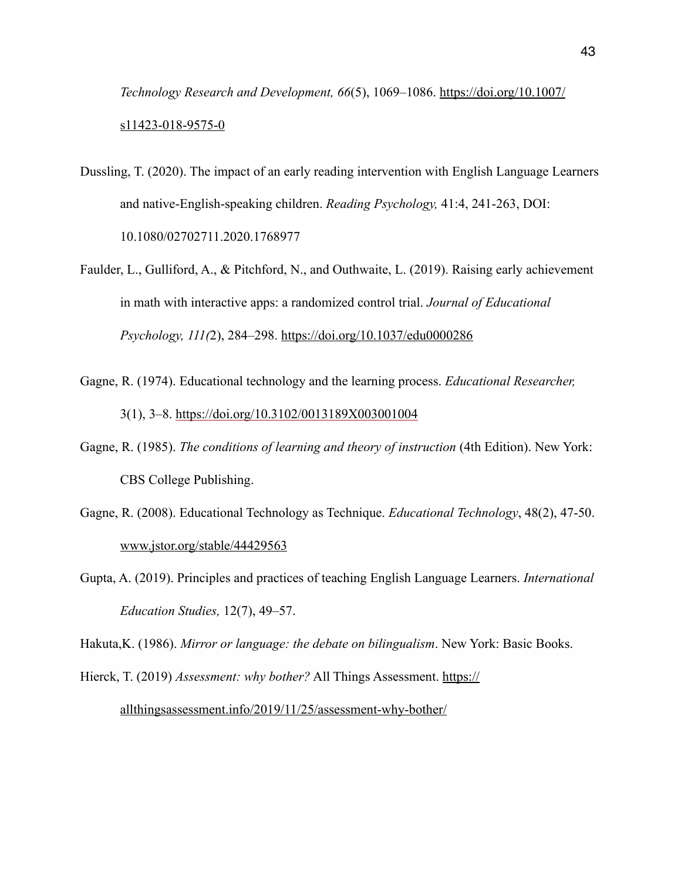*Technology Research and Development, 66*(5), 1069–1086. https://doi.org/10.1007/s11423-018-9575-0

Dussling, T. (2020). The impact of an early reading intervention with English Language Learners and native-English-speaking children. *Reading Psychology,* 41:4, 241-263, DOI: 10.1080/02702711.2020.1768977

Faulder, L., Gulliford, A., & Pitchford, N., and Outhwaite, L. (2019). Raising early achievement in math with interactive apps: a randomized control trial. *Journal of Educational Psychology, 111(*2), 284–298. https://doi.org/10.1037/edu0000286

Gagne, R. (1974). Educational technology and the learning process. *Educational Researcher,* 3(1), 3–8. https://doi.org/10.3102/0013189X003001004

Gagne, R. (1985). *The conditions of learning and theory of instruction* (4th Edition). New York: CBS College Publishing.

Gagne, R. (2008). Educational Technology as Technique. *Educational Technology*, 48(2), 47-50. www.jstor.org/stable/44429563

Gupta, A. (2019). Principles and practices of teaching English Language Learners. *International Education Studies,* 12(7), 49–57.

Hakuta,K. (1986). *Mirror or language: the debate on bilingualism*. New York: Basic Books.

Hierck, T. (2019) *Assessment: why bother?* All Things Assessment. https://allthingsassessment.info/2019/11/25/assessment-why-bother/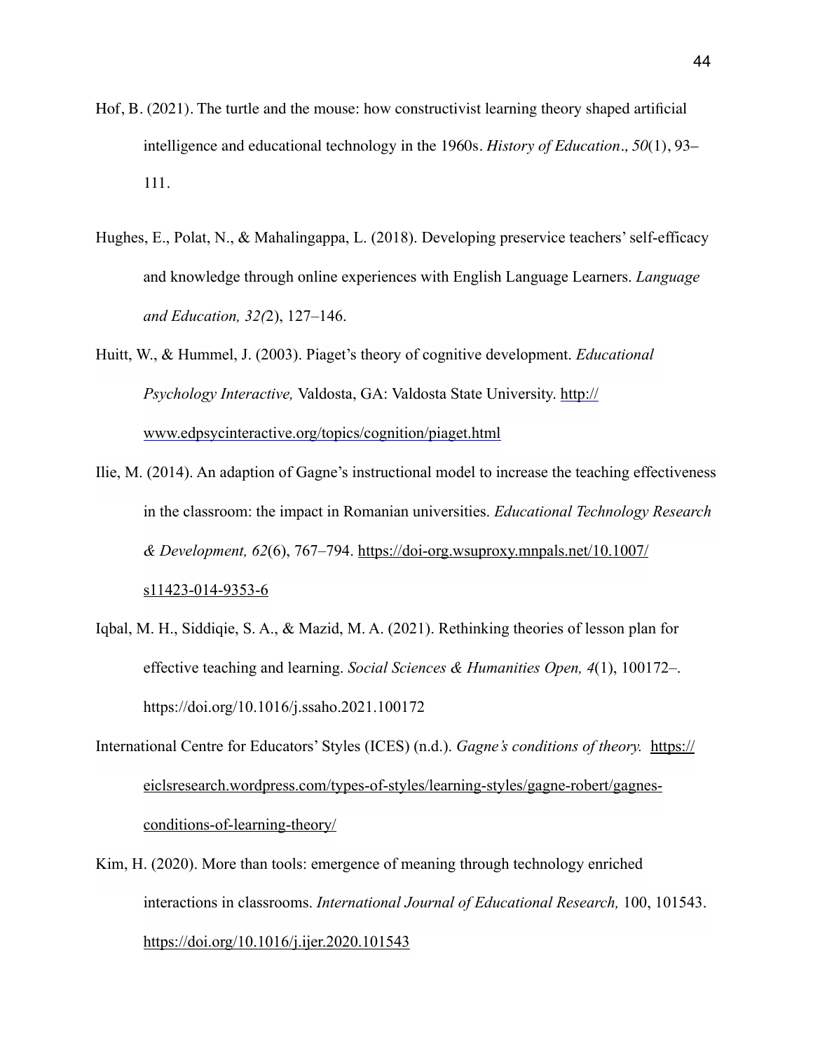Hof, B. (2021). The turtle and the mouse: how constructivist learning theory shaped artificial intelligence and educational technology in the 1960s. *History of Education., 50*(1), 93–111.

Hughes, E., Polat, N., & Mahalingappa, L. (2018). Developing preservice teachers' self-efficacy and knowledge through online experiences with English Language Learners. *Language and Education, 32(*2), 127–146.

Huitt, W., & Hummel, J. (2003). Piaget's theory of cognitive development. *Educational Psychology Interactive,* Valdosta, GA: Valdosta State University. http://www.edpsycinteractive.org/topics/cognition/piaget.html

Ilie, M. (2014). An adaption of Gagne's instructional model to increase the teaching effectiveness in the classroom: the impact in Romanian universities. *Educational Technology Research & Development, 62*(6), 767–794. https://doi-org.wsuproxy.mnpals.net/10.1007/s11423-014-9353-6

Iqbal, M. H., Siddiqie, S. A., & Mazid, M. A. (2021). Rethinking theories of lesson plan for effective teaching and learning. *Social Sciences & Humanities Open, 4*(1), 100172–. https://doi.org/10.1016/j.ssaho.2021.100172

International Centre for Educators' Styles (ICES) (n.d.). *Gagne's conditions of theory.* https://eiclsresearch.wordpress.com/types-of-styles/learning-styles/gagne-robert/gagnes-conditions-of-learning-theory/

Kim, H. (2020). More than tools: emergence of meaning through technology enriched interactions in classrooms. *International Journal of Educational Research,* 100, 101543. https://doi.org/10.1016/j.ijer.2020.101543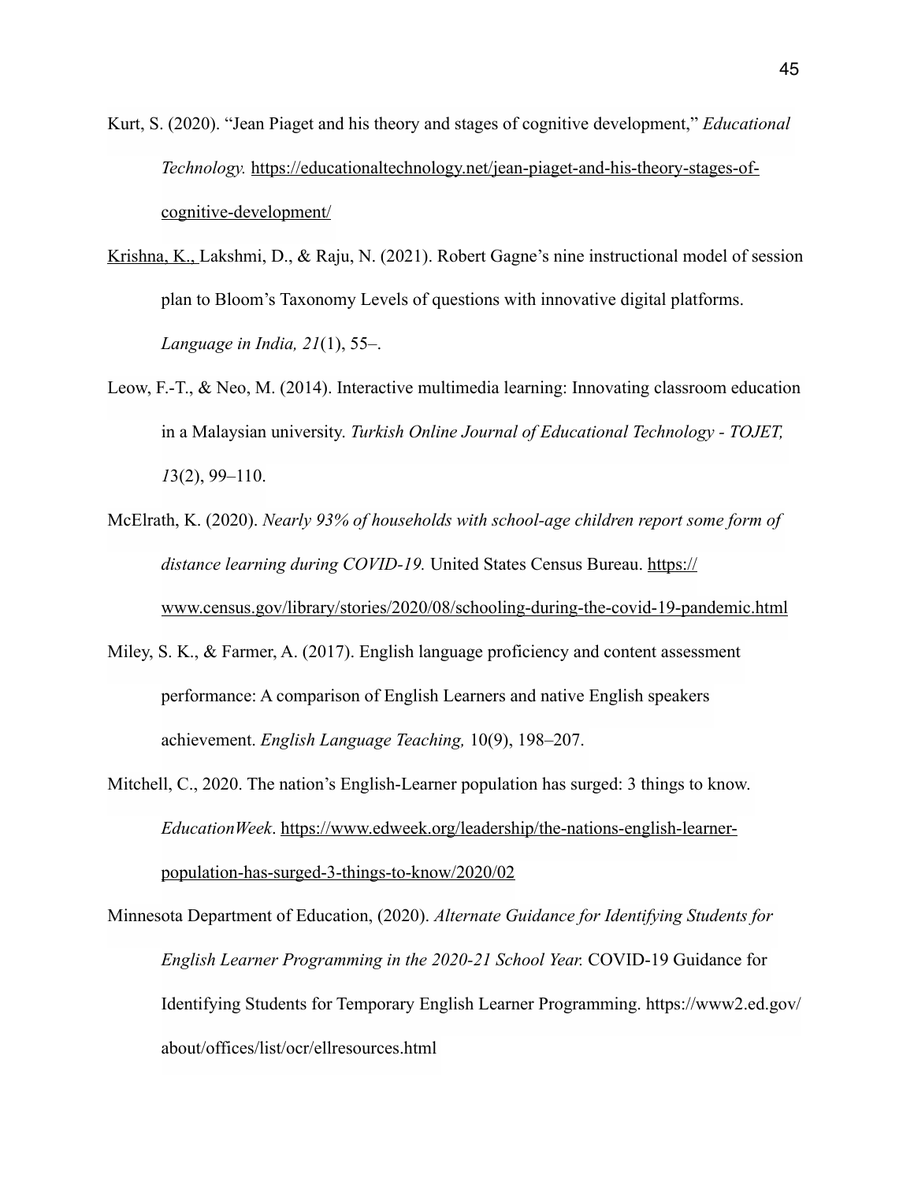Kurt, S. (2020). "Jean Piaget and his theory and stages of cognitive development," *Educational Technology.* https://educationaltechnology.net/jean-piaget-and-his-theory-stages-of-cognitive-development/

Krishna, K., Lakshmi, D., & Raju, N. (2021). Robert Gagne's nine instructional model of session plan to Bloom's Taxonomy Levels of questions with innovative digital platforms. *Language in India, 21*(1), 55–.

Leow, F.-T., & Neo, M. (2014). Interactive multimedia learning: Innovating classroom education in a Malaysian university. *Turkish Online Journal of Educational Technology - TOJET, 1*3(2), 99–110.

McElrath, K. (2020). *Nearly 93% of households with school-age children report some form of distance learning during COVID-19.* United States Census Bureau. https://www.census.gov/library/stories/2020/08/schooling-during-the-covid-19-pandemic.html

Miley, S. K., & Farmer, A. (2017). English language proficiency and content assessment performance: A comparison of English Learners and native English speakers achievement. *English Language Teaching,* 10(9), 198–207.

Mitchell, C., 2020. The nation's English-Learner population has surged: 3 things to know. *EducationWeek*. https://www.edweek.org/leadership/the-nations-english-learner-population-has-surged-3-things-to-know/2020/02

Minnesota Department of Education, (2020). *Alternate Guidance for Identifying Students for English Learner Programming in the 2020-21 School Year.* COVID-19 Guidance for Identifying Students for Temporary English Learner Programming. https://www2.ed.gov/about/offices/list/ocr/ellresources.html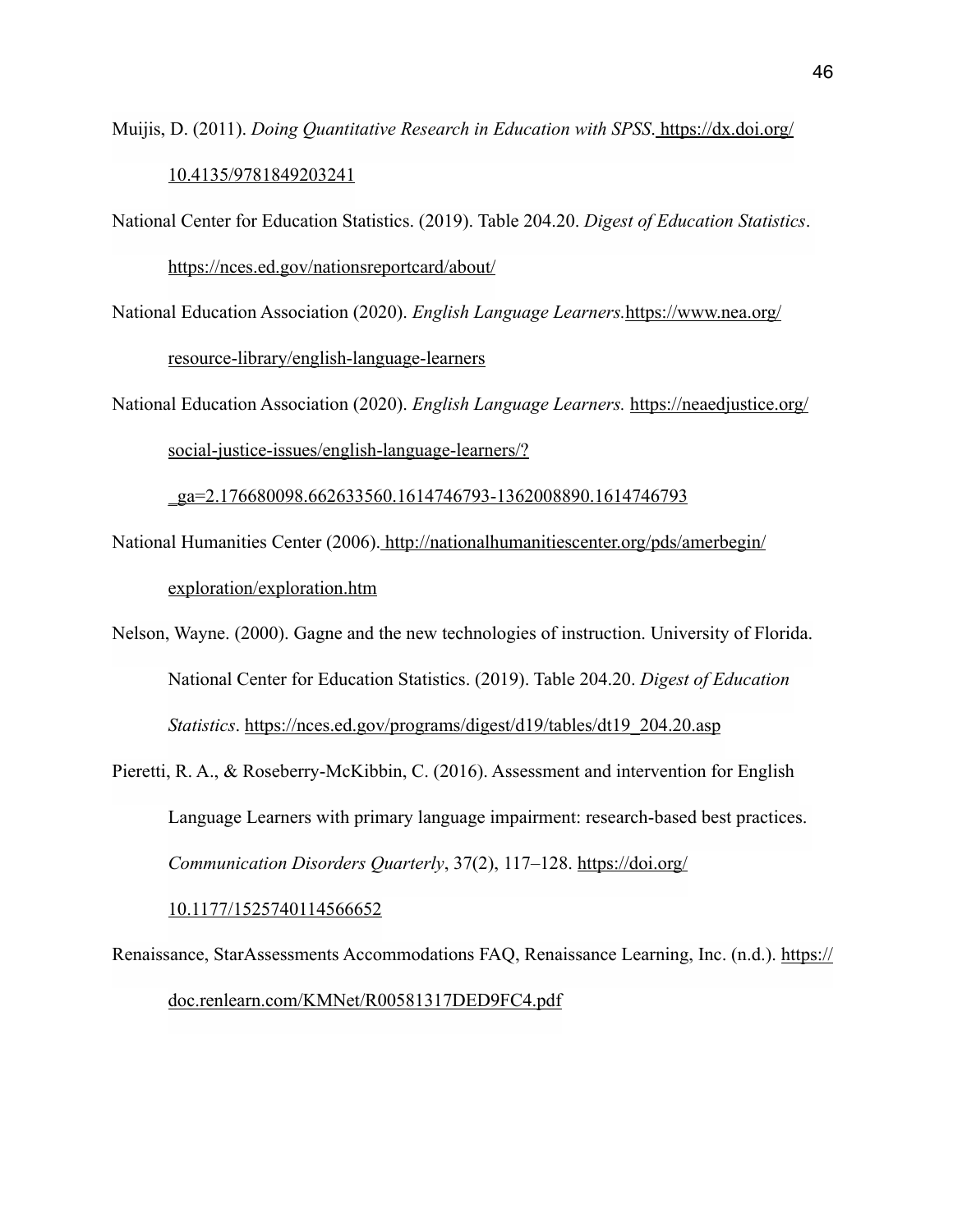Muijis, D. (2011). *Doing Quantitative Research in Education with SPSS*. https://dx.doi.org/10.4135/9781849203241

National Center for Education Statistics. (2019). Table 204.20. *Digest of Education Statistics*. https://nces.ed.gov/nationsreportcard/about/

National Education Association (2020). *English Language Learners.* https://www.nea.org/resource-library/english-language-learners

National Education Association (2020). *English Language Learners.* https://neaedjustice.org/social-justice-issues/english-language-learners/?_ga=2.176680098.662633560.1614746793-1362008890.1614746793

National Humanities Center (2006). http://nationalhumanitiescenter.org/pds/amerbegin/exploration/exploration.htm

Nelson, Wayne. (2000). Gagne and the new technologies of instruction. University of Florida. National Center for Education Statistics. (2019). Table 204.20. *Digest of Education Statistics*. https://nces.ed.gov/programs/digest/d19/tables/dt19_204.20.asp

Pieretti, R. A., & Roseberry-McKibbin, C. (2016). Assessment and intervention for English Language Learners with primary language impairment: research-based best practices. *Communication Disorders Quarterly*, 37(2), 117–128. https://doi.org/10.1177/1525740114566652

Renaissance, StarAssessments Accommodations FAQ, Renaissance Learning, Inc. (n.d.). https://doc.renlearn.com/KMNet/R00581317DED9FC4.pdf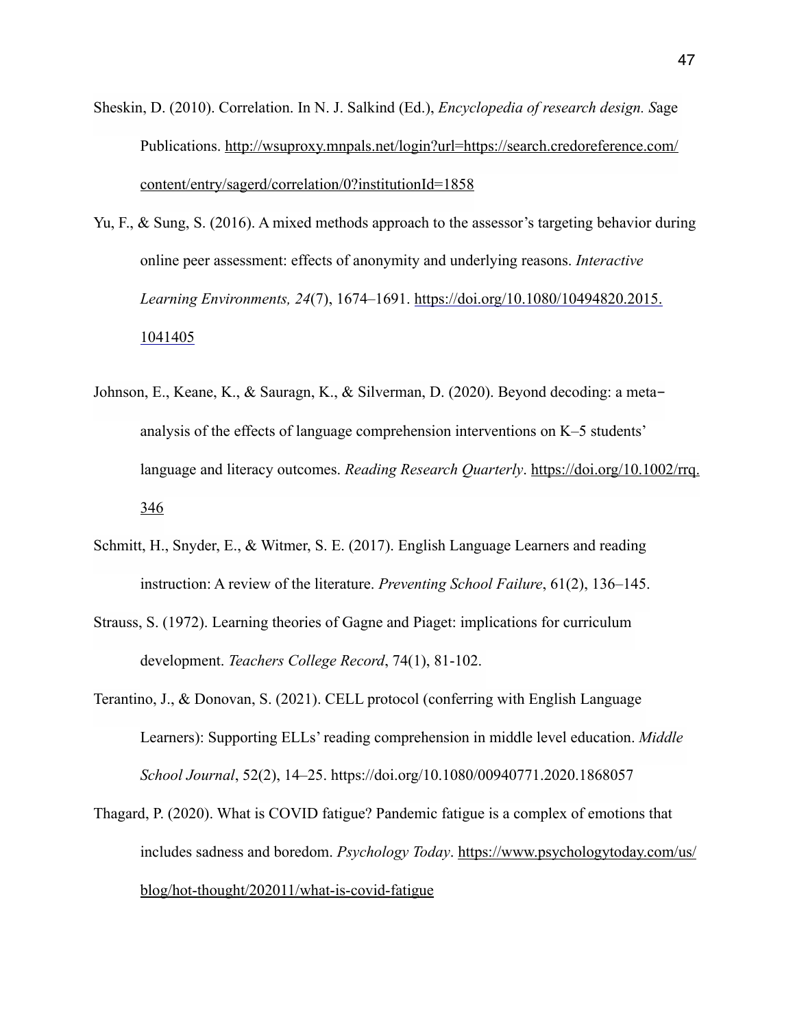Sheskin, D. (2010). Correlation. In N. J. Salkind (Ed.), *Encyclopedia of research design. S*age Publications. http://wsuproxy.mnpals.net/login?url=https://search.credoreference.com/content/entry/sagerd/correlation/0?institutionId=1858

Yu, F., & Sung, S. (2016). A mixed methods approach to the assessor's targeting behavior during online peer assessment: effects of anonymity and underlying reasons. *Interactive Learning Environments, 24*(7), 1674–1691. https://doi.org/10.1080/10494820.2015.1041405

Johnson, E., Keane, K., & Sauragn, K., & Silverman, D. (2020). Beyond decoding: a meta-analysis of the effects of language comprehension interventions on K–5 students' language and literacy outcomes. *Reading Research Quarterly*. https://doi.org/10.1002/rrq.346

Schmitt, H., Snyder, E., & Witmer, S. E. (2017). English Language Learners and reading instruction: A review of the literature. *Preventing School Failure*, 61(2), 136–145.

Strauss, S. (1972). Learning theories of Gagne and Piaget: implications for curriculum development. *Teachers College Record*, 74(1), 81-102.

Terantino, J., & Donovan, S. (2021). CELL protocol (conferring with English Language Learners): Supporting ELLs' reading comprehension in middle level education. *Middle School Journal*, 52(2), 14–25. https://doi.org/10.1080/00940771.2020.1868057

Thagard, P. (2020). What is COVID fatigue? Pandemic fatigue is a complex of emotions that includes sadness and boredom. *Psychology Today*. https://www.psychologytoday.com/us/blog/hot-thought/202011/what-is-covid-fatigue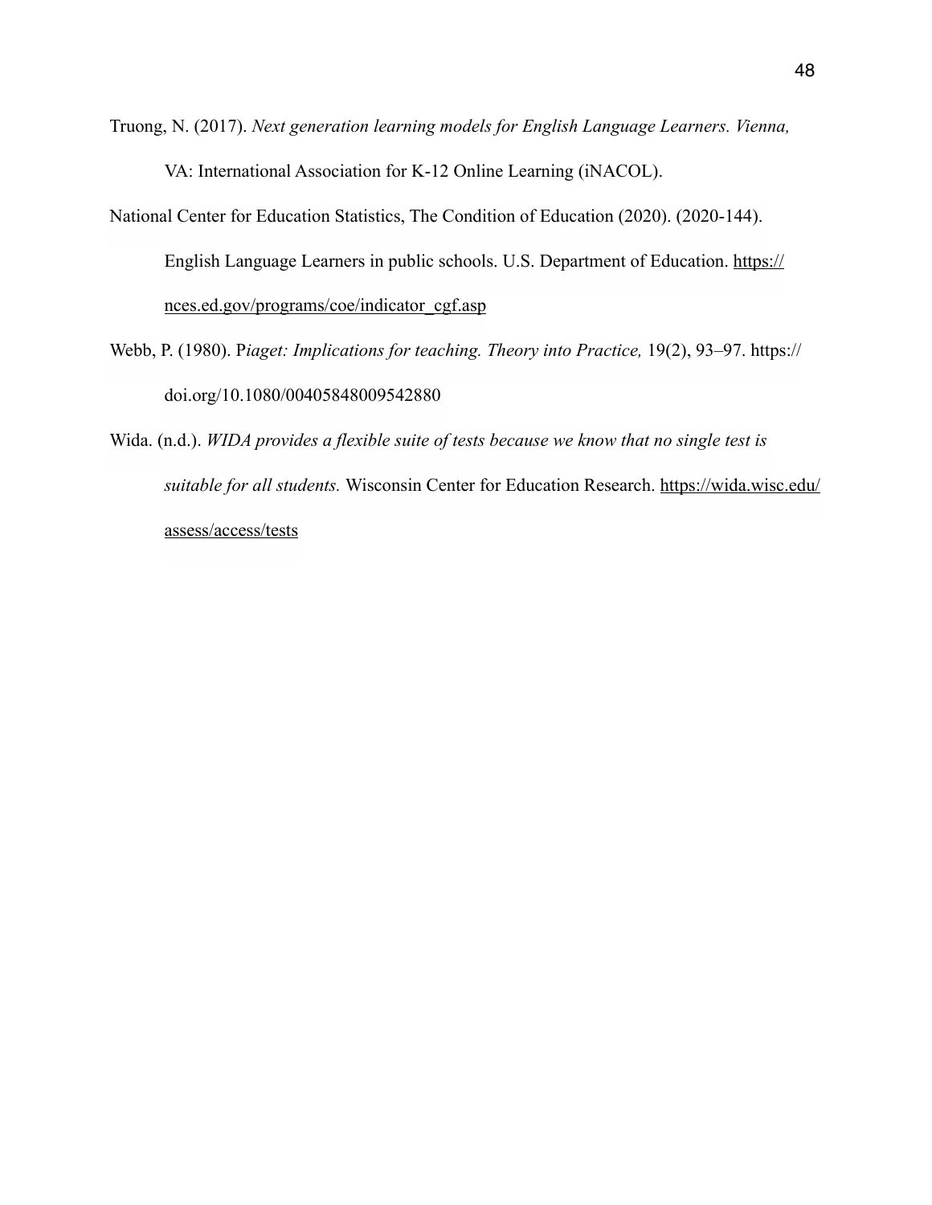Truong, N. (2017). *Next generation learning models for English Language Learners. Vienna,* VA: International Association for K-12 Online Learning (iNACOL).

National Center for Education Statistics, The Condition of Education (2020). (2020-144). English Language Learners in public schools. U.S. Department of Education. https://nces.ed.gov/programs/coe/indicator_cgf.asp

Webb, P. (1980). P*iaget: Implications for teaching. Theory into Practice,* 19(2), 93–97. https://doi.org/10.1080/00405848009542880

Wida. (n.d.). *WIDA provides a flexible suite of tests because we know that no single test is suitable for all students.* Wisconsin Center for Education Research. https://wida.wisc.edu/assess/access/tests